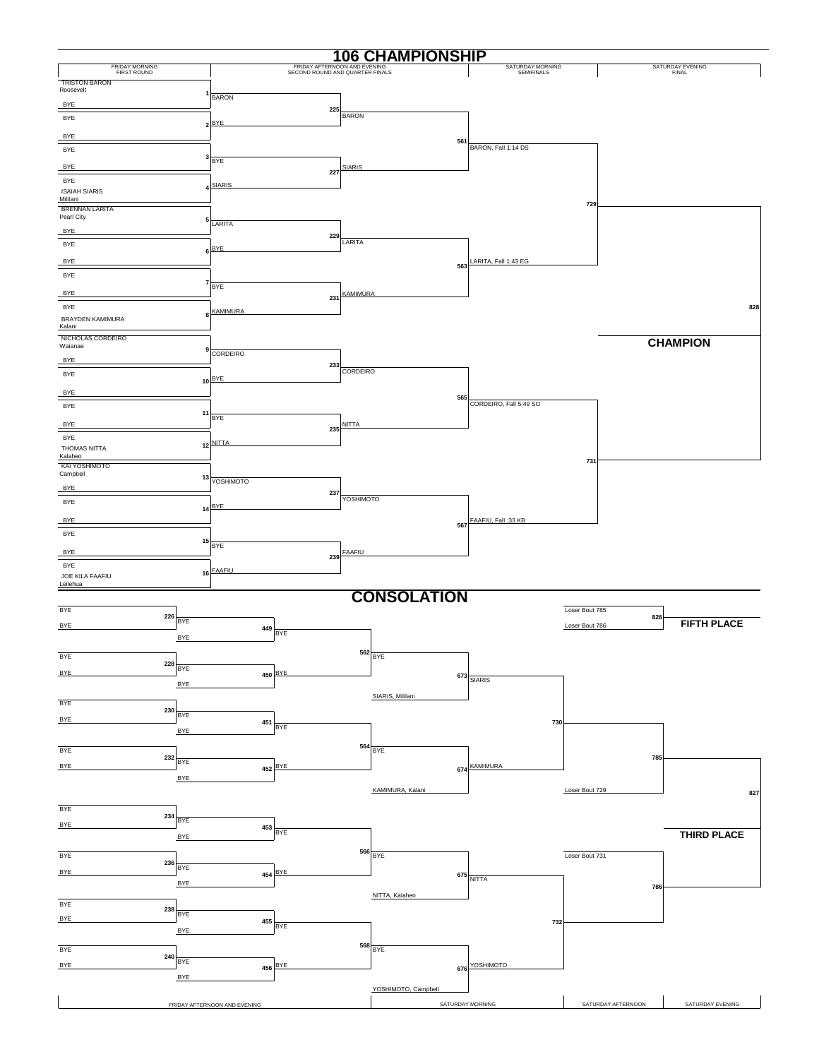# 106 CHAMPIONSHIP

| FRIDAY MORNING FIRST ROUND | FRIDAY AFTERNOON AND EVENING SECOND ROUND AND QUARTER FINALS | | SATURDAY MORNING SEMIFINALS | SATURDAY EVENING FINAL |
|---|---|---|---|---|

## First Round

| Bout | Wrestler 1 | Wrestler 2 |
|---|---|---|
| 1 | TRISTON BARON, Roosevelt | BYE |
| 2 | BYE | BYE |
| 3 | BYE | BYE |
| 4 | BYE | ISAIAH SIARIS, Mililani |
| 5 | BRENNAN LARITA, Pearl City | BYE |
| 6 | BYE | BYE |
| 7 | BYE | BYE |
| 8 | BYE | BRAYDEN KAMIMURA, Kalani |
| 9 | NICHOLAS CORDEIRO, Waianae | BYE |
| 10 | BYE | BYE |
| 11 | BYE | BYE |
| 12 | BYE | THOMAS NITTA, Kalaheo |
| 13 | KAI YOSHIMOTO, Campbell | BYE |
| 14 | BYE | BYE |
| 15 | BYE | BYE |
| 16 | BYE | JOE KILA FAAFIU, Leilehua |

## Second Round

| Bout | Wrestler 1 | Wrestler 2 | Winner |
|---|---|---|---|
| 225 | BARON | BYE | BARON |
| 227 | BYE | SIARIS | SIARIS |
| 229 | LARITA | BYE | LARITA |
| 231 | BYE | KAMIMURA | KAMIMURA |
| 233 | CORDEIRO | BYE | CORDEIRO |
| 235 | BYE | NITTA | NITTA |
| 237 | YOSHIMOTO | BYE | YOSHIMOTO |
| 239 | BYE | FAAFIU | FAAFIU |

## Quarter Finals

| Bout | Wrestler 1 | Wrestler 2 | Result |
|---|---|---|---|
| 561 | BARON | SIARIS | BARON, Fall 1:14 DS |
| 563 | LARITA | KAMIMURA | LARITA, Fall 1:43 EG |
| 565 | CORDEIRO | NITTA | CORDEIRO, Fall 5:49 SO |
| 567 | YOSHIMOTO | FAAFIU | FAAFIU, Fall :33 KB |

## Semifinals

| Bout | Wrestler 1 | Wrestler 2 |
|---|---|---|
| 729 | BARON, Fall 1:14 DS | LARITA, Fall 1:43 EG |
| 731 | CORDEIRO, Fall 5:49 SO | FAAFIU, Fall :33 KB |

## Final

| Bout | |
|---|---|
| 828 | **CHAMPION** |

# CONSOLATION

| Bout | Wrestler 1 | Wrestler 2 |
|---|---|---|
| 226 | BYE | BYE |
| 228 | BYE | BYE |
| 230 | BYE | BYE |
| 232 | BYE | BYE |
| 234 | BYE | BYE |
| 236 | BYE | BYE |
| 238 | BYE | BYE |
| 240 | BYE | BYE |

| Bout | Wrestler 1 | Wrestler 2 | Winner |
|---|---|---|---|
| 449 | BYE | BYE | BYE |
| 450 | BYE | BYE | BYE |
| 451 | BYE | BYE | BYE |
| 452 | BYE | BYE | BYE |
| 453 | BYE | BYE | BYE |
| 454 | BYE | BYE | BYE |
| 455 | BYE | BYE | BYE |
| 456 | BYE | BYE | BYE |

| Bout | Wrestler 1 | Wrestler 2 |
|---|---|---|
| 562 | BYE | BYE |
| 564 | BYE | BYE |
| 566 | BYE | BYE |
| 568 | BYE | BYE |

| Bout | Wrestler 1 | Wrestler 2 | Winner |
|---|---|---|---|
| 673 | BYE | SIARIS, Mililani | SIARIS |
| 674 | BYE | KAMIMURA, Kalani | KAMIMURA |
| 675 | BYE | NITTA, Kalaheo | NITTA |
| 676 | BYE | YOSHIMOTO, Campbell | YOSHIMOTO |

| Bout | Wrestler 1 | Wrestler 2 |
|---|---|---|
| 730 | SIARIS | KAMIMURA |
| 732 | NITTA | YOSHIMOTO |
| 785 | Winner 730 | Loser Bout 729 |
| 786 | Loser Bout 731 | Winner 732 |
| 826 | Loser Bout 785 | Loser Bout 786 |
| 827 | Winner 785 | Winner 786 |

**FIFTH PLACE** (Bout 826)

**THIRD PLACE** (Bout 827)

| FRIDAY AFTERNOON AND EVENING | SATURDAY MORNING | SATURDAY AFTERNOON | SATURDAY EVENING |
|---|---|---|---|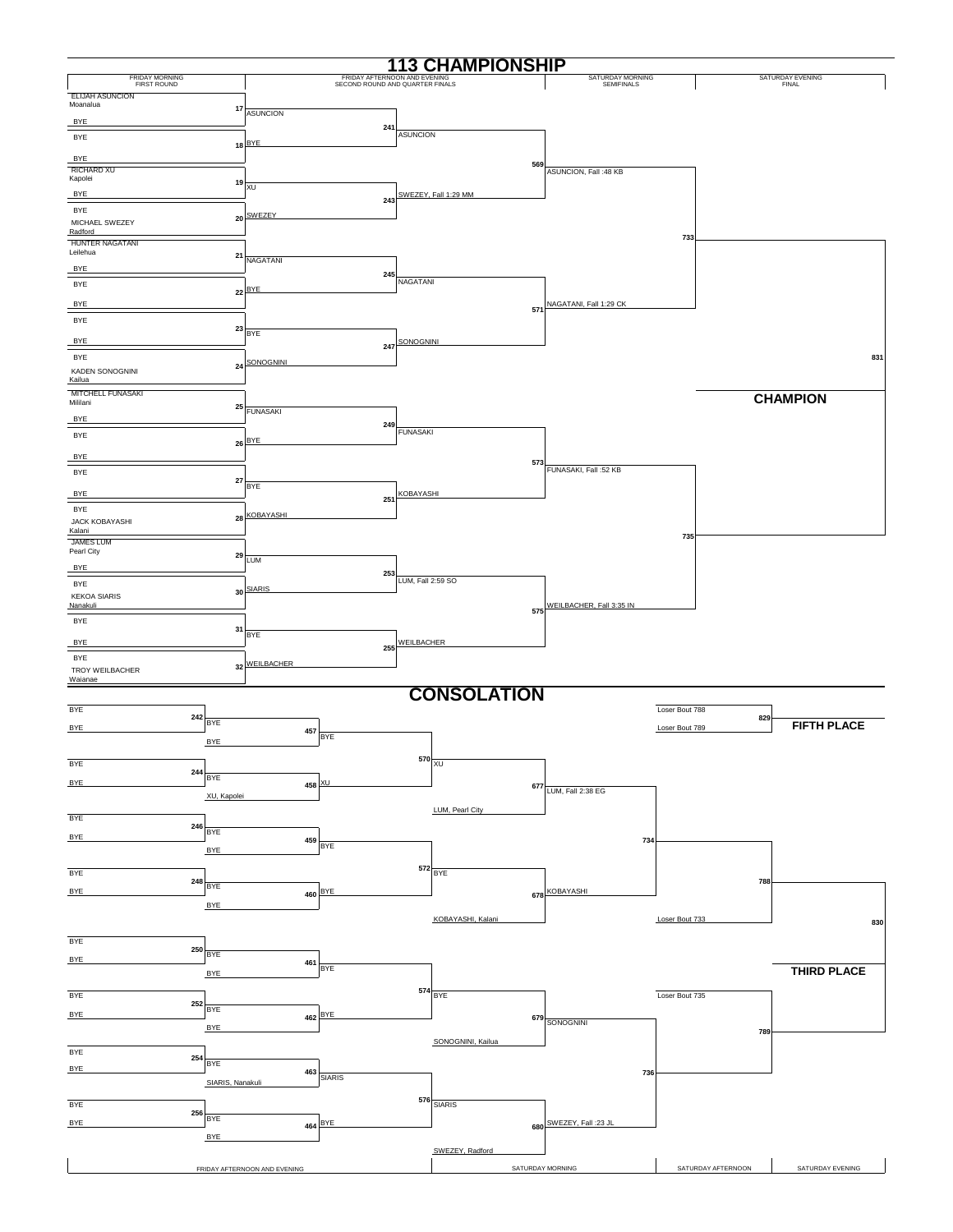# 113 CHAMPIONSHIP

| FRIDAY MORNING FIRST ROUND | FRIDAY AFTERNOON AND EVENING SECOND ROUND AND QUARTER FINALS | | SATURDAY MORNING SEMIFINALS | SATURDAY EVENING FINAL |
|---|---|---|---|---|

## Championship Bracket

| Bout | First Round | Winner |
|---|---|---|
| 17 | ELIJAH ASUNCION, Moanalua vs BYE | ASUNCION |
| 18 | BYE vs BYE | BYE |
| 19 | RICHARD XU, Kapolei vs BYE | XU |
| 20 | BYE vs MICHAEL SWEZEY, Radford | SWEZEY |
| 21 | HUNTER NAGATANI, Leilehua vs BYE | NAGATANI |
| 22 | BYE vs BYE | BYE |
| 23 | BYE vs BYE | BYE |
| 24 | BYE vs KADEN SONOGNINI, Kailua | SONOGNINI |
| 25 | MITCHELL FUNASAKI, Mililani vs BYE | FUNASAKI |
| 26 | BYE vs BYE | BYE |
| 27 | BYE vs BYE | BYE |
| 28 | BYE vs JACK KOBAYASHI, Kalani | KOBAYASHI |
| 29 | JAMES LUM, Pearl City vs BYE | LUM |
| 30 | BYE vs KEKOA SIARIS, Nanakuli | SIARIS |
| 31 | BYE vs BYE | BYE |
| 32 | BYE vs TROY WEILBACHER, Waianae | WEILBACHER |

| Bout | Second Round | Winner |
|---|---|---|
| 241 | ASUNCION vs BYE | ASUNCION |
| 243 | XU vs SWEZEY | SWEZEY, Fall 1:29 MM |
| 245 | NAGATANI vs BYE | NAGATANI |
| 247 | BYE vs SONOGNINI | SONOGNINI |
| 249 | FUNASAKI vs BYE | FUNASAKI |
| 251 | BYE vs KOBAYASHI | KOBAYASHI |
| 253 | LUM vs SIARIS | LUM, Fall 2:59 SO |
| 255 | BYE vs WEILBACHER | WEILBACHER |

| Bout | Quarter Finals | Winner |
|---|---|---|
| 569 | ASUNCION vs SWEZEY | ASUNCION, Fall :48 KB |
| 571 | NAGATANI vs SONOGNINI | NAGATANI, Fall 1:29 CK |
| 573 | FUNASAKI vs KOBAYASHI | FUNASAKI, Fall :52 KB |
| 575 | LUM vs WEILBACHER | WEILBACHER, Fall 3:35 IN |

| Bout | Semifinals | Winner |
|---|---|---|
| 733 | ASUNCION vs NAGATANI | |
| 735 | FUNASAKI vs WEILBACHER | |

| Bout | Final | Winner |
|---|---|---|
| 831 | | **CHAMPION** |

# CONSOLATION

| Bout | Round | Winner |
|---|---|---|
| 242 | BYE vs BYE | BYE |
| 244 | BYE vs BYE | BYE |
| 246 | BYE vs BYE | BYE |
| 248 | BYE vs BYE | BYE |
| 250 | BYE vs BYE | BYE |
| 252 | BYE vs BYE | BYE |
| 254 | BYE vs BYE | BYE |
| 256 | BYE vs BYE | BYE |
| 457 | BYE vs BYE | BYE |
| 458 | BYE vs XU, Kapolei | XU |
| 459 | BYE vs BYE | BYE |
| 460 | BYE vs BYE | BYE |
| 461 | BYE vs BYE | BYE |
| 462 | BYE vs BYE | BYE |
| 463 | BYE vs SIARIS, Nanakuli | SIARIS |
| 464 | BYE vs BYE | BYE |
| 570 | BYE vs XU | XU |
| 572 | BYE vs BYE | BYE |
| 574 | BYE vs BYE | BYE |
| 576 | SIARIS vs BYE | SIARIS |
| 677 | XU vs LUM, Pearl City | LUM, Fall 2:38 EG |
| 678 | BYE vs KOBAYASHI, Kalani | KOBAYASHI |
| 679 | BYE vs SONOGNINI, Kailua | SONOGNINI |
| 680 | SIARIS vs SWEZEY, Radford | SWEZEY, Fall :23 JL |
| 734 | LUM vs KOBAYASHI | |
| 736 | SONOGNINI vs SWEZEY | |
| 788 | Winner 734 vs Loser Bout 733 | |
| 789 | Loser Bout 735 vs Winner 736 | |
| 829 | Loser Bout 788 vs Loser Bout 789 | **FIFTH PLACE** |
| 830 | Winner 788 vs Winner 789 | **THIRD PLACE** |

| FRIDAY AFTERNOON AND EVENING | SATURDAY MORNING | SATURDAY AFTERNOON | SATURDAY EVENING |
|---|---|---|---|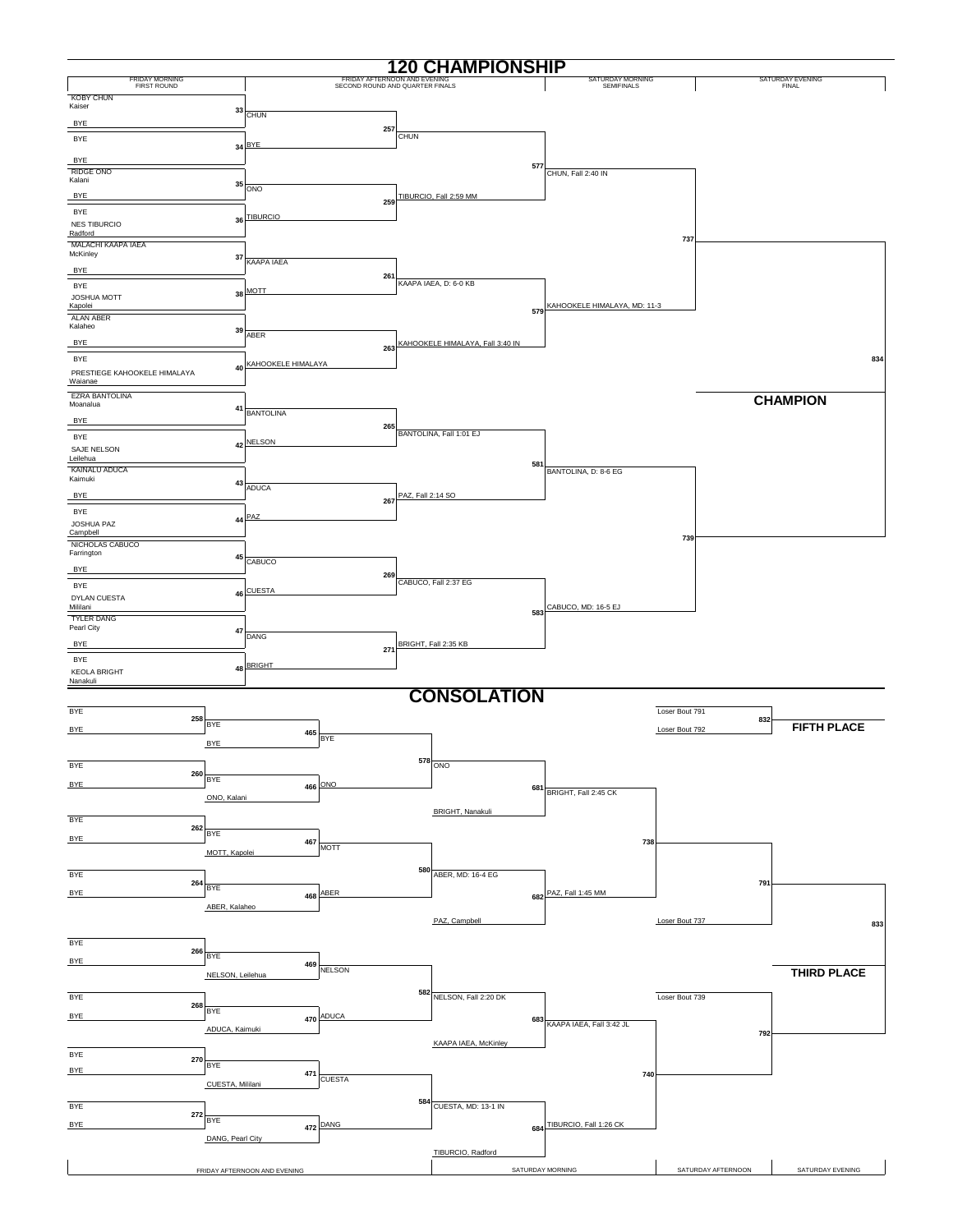# 120 CHAMPIONSHIP

| FRIDAY MORNING FIRST ROUND | FRIDAY AFTERNOON AND EVENING SECOND ROUND AND QUARTER FINALS | | SATURDAY MORNING SEMIFINALS | SATURDAY EVENING FINAL |
|---|---|---|---|---|

## Championship Bracket

**First Round (Friday Morning)**

- Bout 33: KOBY CHUN (Kaiser) vs BYE — CHUN
- Bout 34: BYE vs BYE — BYE
- Bout 35: RIDGE ONO (Kalani) vs BYE — ONO
- Bout 36: BYE vs NES TIBURCIO (Radford) — TIBURCIO
- Bout 37: MALACHI KAAPA IAEA (McKinley) vs BYE — KAAPA IAEA
- Bout 38: BYE vs JOSHUA MOTT (Kapolei) — MOTT
- Bout 39: ALAN ABER (Kalaheo) vs BYE — ABER
- Bout 40: BYE vs PRESTIEGE KAHOOKELE HIMALAYA (Waianae) — KAHOOKELE HIMALAYA
- Bout 41: EZRA BANTOLINA (Moanalua) vs BYE — BANTOLINA
- Bout 42: BYE vs SAJE NELSON (Leilehua) — NELSON
- Bout 43: KAINALU ADUCA (Kaimuki) vs BYE — ADUCA
- Bout 44: BYE vs JOSHUA PAZ (Campbell) — PAZ
- Bout 45: NICHOLAS CABUCO (Farrington) vs BYE — CABUCO
- Bout 46: BYE vs DYLAN CUESTA (Mililani) — CUESTA
- Bout 47: TYLER DANG (Pearl City) vs BYE — DANG
- Bout 48: BYE vs KEOLA BRIGHT (Nanakuli) — BRIGHT

**Second Round (Friday Afternoon and Evening)**

- Bout 257: CHUN vs BYE — CHUN
- Bout 259: ONO vs TIBURCIO — TIBURCIO, Fall 2:59 MM
- Bout 261: KAAPA IAEA vs MOTT — KAAPA IAEA, D: 6-0 KB
- Bout 263: ABER vs KAHOOKELE HIMALAYA — KAHOOKELE HIMALAYA, Fall 3:40 IN
- Bout 265: BANTOLINA vs NELSON — BANTOLINA, Fall 1:01 EJ
- Bout 267: ADUCA vs PAZ — PAZ, Fall 2:14 SO
- Bout 269: CABUCO vs CUESTA — CABUCO, Fall 2:37 EG
- Bout 271: DANG vs BRIGHT — BRIGHT, Fall 2:35 KB

**Quarter Finals**

- Bout 577: CHUN vs TIBURCIO — CHUN, Fall 2:40 IN
- Bout 579: KAAPA IAEA vs KAHOOKELE HIMALAYA — KAHOOKELE HIMALAYA, MD: 11-3
- Bout 581: BANTOLINA vs PAZ — BANTOLINA, D: 8-6 EG
- Bout 583: CABUCO vs BRIGHT — CABUCO, MD: 16-5 EJ

**Semifinals (Saturday Morning)**

- Bout 737: CHUN vs KAHOOKELE HIMALAYA
- Bout 739: BANTOLINA vs CABUCO

**Final (Saturday Evening)**

- Bout 834

**CHAMPION**

# CONSOLATION

- Bout 258: BYE vs BYE — BYE
- Bout 260: BYE vs BYE — BYE
- Bout 262: BYE vs BYE — BYE
- Bout 264: BYE vs BYE — BYE
- Bout 266: BYE vs BYE — BYE
- Bout 268: BYE vs BYE — BYE
- Bout 270: BYE vs BYE — BYE
- Bout 272: BYE vs BYE — BYE

- Bout 465: BYE vs BYE — BYE
- Bout 466: BYE vs ONO, Kalani — ONO
- Bout 467: BYE vs MOTT, Kapolei — MOTT
- Bout 468: BYE vs ABER, Kalaheo — ABER
- Bout 469: BYE vs NELSON, Leilehua — NELSON
- Bout 470: BYE vs ADUCA, Kaimuki — ADUCA
- Bout 471: BYE vs CUESTA, Mililani — CUESTA
- Bout 472: BYE vs DANG, Pearl City — DANG

- Bout 578: BYE vs ONO — ONO
- Bout 580: MOTT vs ABER — ABER, MD: 16-4 EG
- Bout 582: NELSON vs ADUCA — NELSON, Fall 2:20 DK
- Bout 584: CUESTA vs DANG — CUESTA, MD: 13-1 IN

- Bout 681: ONO vs BRIGHT, Nanakuli — BRIGHT, Fall 2:45 CK
- Bout 682: ABER vs PAZ, Campbell — PAZ, Fall 1:45 MM
- Bout 683: NELSON vs KAAPA IAEA, McKinley — KAAPA IAEA, Fall 3:42 JL
- Bout 684: CUESTA vs TIBURCIO, Radford — TIBURCIO, Fall 1:26 CK

- Bout 738: BRIGHT vs PAZ
- Bout 740: KAAPA IAEA vs TIBURCIO

- Bout 791: Winner 738 vs Loser Bout 737
- Bout 792: Winner 740 vs Loser Bout 739

- Bout 832: Loser Bout 791 vs Loser Bout 792 — **FIFTH PLACE**
- Bout 833: Winner 791 vs Winner 792 — **THIRD PLACE**

| FRIDAY AFTERNOON AND EVENING | SATURDAY MORNING | SATURDAY AFTERNOON | SATURDAY EVENING |
|---|---|---|---|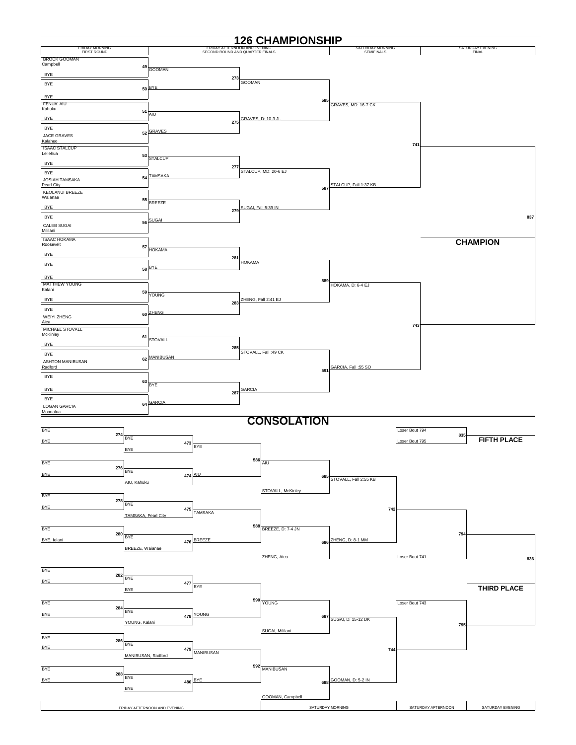# 126 CHAMPIONSHIP

## Championship Bracket

### Friday Morning – First Round

| Bout | Wrestler 1 | Wrestler 2 | Winner |
|---|---|---|---|
| 49 | BROCK GOOMAN, Campbell | BYE | GOOMAN |
| 50 | BYE | BYE | BYE |
| 51 | FENUA'AIU, Kahuku | BYE | AIU |
| 52 | BYE | JACE GRAVES, Kalaheo | GRAVES |
| 53 | ISAAC STALCUP, Leilehua | BYE | STALCUP |
| 54 | BYE | JOSIAH TAMSAKA, Pearl City | TAMSAKA |
| 55 | KEOLANUI BREEZE, Waianae | BYE | BREEZE |
| 56 | BYE | CALEB SUGAI, Mililani | SUGAI |
| 57 | ISAAC HOKAMA, Roosevelt | BYE | HOKAMA |
| 58 | BYE | BYE | BYE |
| 59 | MATTHEW YOUNG, Kalani | BYE | YOUNG |
| 60 | BYE | WEIYI ZHENG, Aiea | ZHENG |
| 61 | MICHAEL STOVALL, McKinley | BYE | STOVALL |
| 62 | BYE | ASHTON MANIBUSAN, Radford | MANIBUSAN |
| 63 | BYE | BYE | BYE |
| 64 | BYE | LOGAN GARCIA, Moanalua | GARCIA |

### Friday Afternoon and Evening – Second Round and Quarter Finals

| Bout | Result |
|---|---|
| 273 | GOOMAN |
| 275 | GRAVES, D: 10-3 JL |
| 277 | STALCUP, MD: 20-6 EJ |
| 279 | SUGAI, Fall 5:39 IN |
| 281 | HOKAMA |
| 283 | ZHENG, Fall 2:41 EJ |
| 285 | STOVALL, Fall :49 CK |
| 287 | GARCIA |

### Saturday Morning – Semifinals

| Bout | Result |
|---|---|
| 585 | GRAVES, MD: 16-7 CK |
| 587 | STALCUP, Fall 1:37 KB |
| 589 | HOKAMA, D: 6-4 EJ |
| 591 | GARCIA, Fall :55 SO |

### Saturday Evening – Final

| Bout | Result |
|---|---|
| 741 | |
| 743 | |
| 837 | **CHAMPION** |

# CONSOLATION

### Friday Afternoon and Evening

| Bout | Wrestler 1 | Wrestler 2 | Winner |
|---|---|---|---|
| 274 | BYE | BYE | BYE |
| 276 | BYE | BYE | BYE |
| 278 | BYE | BYE | BYE |
| 280 | BYE | BYE, Iolani | BYE |
| 282 | BYE | BYE | BYE |
| 284 | BYE | BYE | BYE |
| 286 | BYE | BYE | BYE |
| 288 | BYE | BYE | BYE |

| Bout | Wrestler 1 | Wrestler 2 | Winner |
|---|---|---|---|
| 473 | BYE | BYE | BYE |
| 474 | BYE | AIU, Kahuku | AIU |
| 475 | BYE | TAMSAKA, Pearl City | TAMSAKA |
| 476 | BYE | BREEZE, Waianae | BREEZE |
| 477 | BYE | BYE | BYE |
| 478 | BYE | YOUNG, Kalani | YOUNG |
| 479 | BYE | MANIBUSAN, Radford | MANIBUSAN |
| 480 | BYE | BYE | BYE |

### Saturday Morning

| Bout | Wrestler 1 | Wrestler 2 | Winner |
|---|---|---|---|
| 586 | BYE | AIU | AIU |
| 588 | TAMSAKA | BREEZE | BREEZE, D: 7-4 JN |
| 590 | BYE | YOUNG | YOUNG |
| 592 | MANIBUSAN | BYE | MANIBUSAN |

| Bout | Wrestler 1 | Wrestler 2 | Result |
|---|---|---|---|
| 685 | AIU | STOVALL, McKinley | STOVALL, Fall 2:55 KB |
| 686 | BREEZE, D: 7-4 JN | ZHENG, Aiea | ZHENG, D: 8-1 MM |
| 687 | YOUNG | SUGAI, Mililani | SUGAI, D: 15-12 DK |
| 688 | MANIBUSAN | GOOMAN, Campbell | GOOMAN, D: 5-2 IN |

### Saturday Afternoon

| Bout | Wrestler 1 | Wrestler 2 | Result |
|---|---|---|---|
| 742 | STOVALL | ZHENG | |
| 744 | SUGAI | GOOMAN | |
| 794 | Winner 742 | Loser Bout 741 | |
| 795 | Loser Bout 743 | Winner 744 | |

### Saturday Evening

| Bout | Wrestler 1 | Wrestler 2 | Placement |
|---|---|---|---|
| 835 | Loser Bout 794 | Loser Bout 795 | **FIFTH PLACE** |
| 836 | Winner 794 | Winner 795 | **THIRD PLACE** |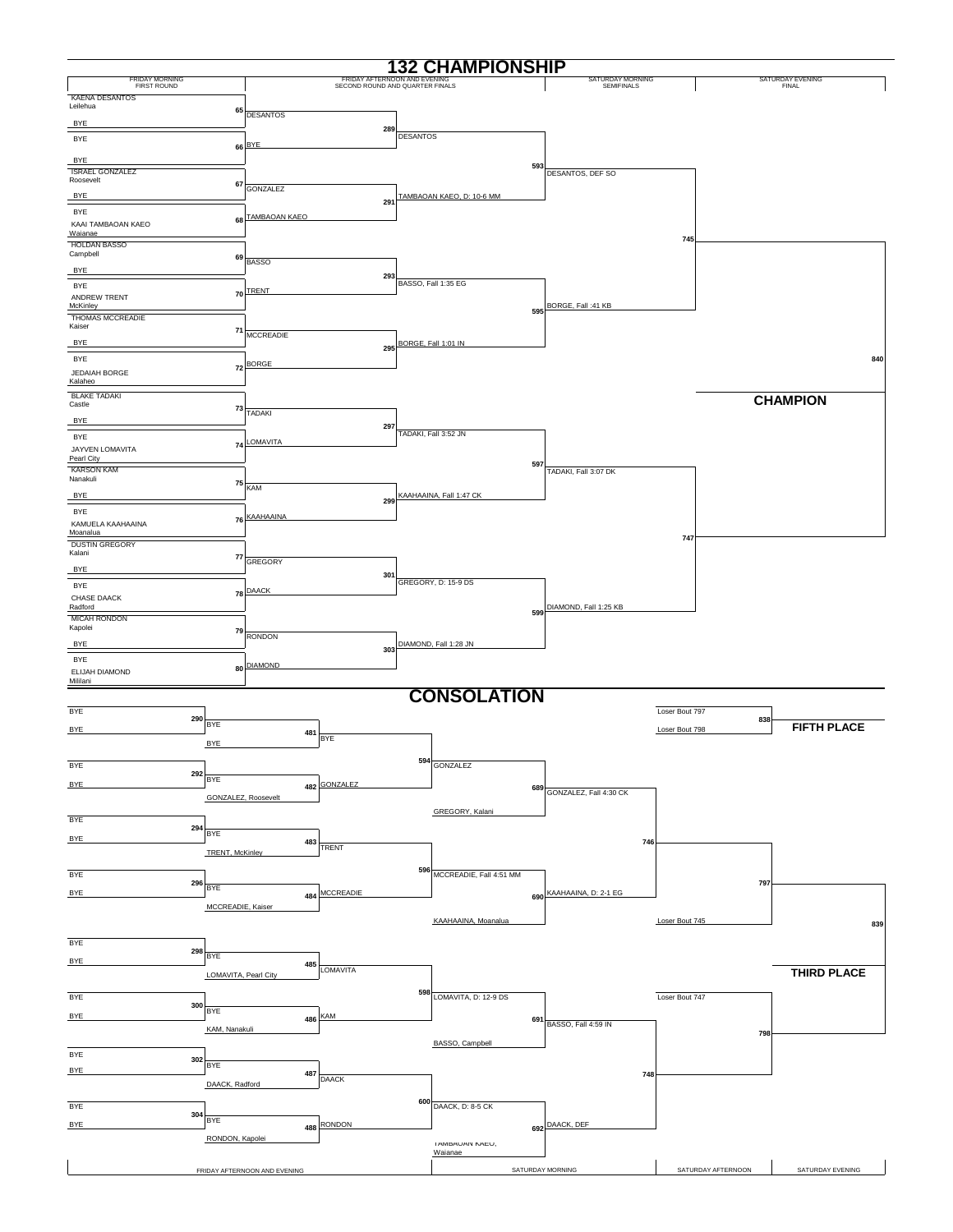# 132 CHAMPIONSHIP

## Championship Bracket

### Friday Morning — First Round

| Bout | Wrestler 1 | Wrestler 2 | Winner |
|---|---|---|---|
| 65 | KAENA DESANTOS, Leilehua | BYE | DESANTOS |
| 66 | BYE | BYE | BYE |
| 67 | ISRAEL GONZALEZ, Roosevelt | BYE | GONZALEZ |
| 68 | BYE | KAAI TAMBAOAN KAEO, Waianae | TAMBAOAN KAEO |
| 69 | HOLDAN BASSO, Campbell | BYE | BASSO |
| 70 | BYE | ANDREW TRENT, McKinley | TRENT |
| 71 | THOMAS MCCREADIE, Kaiser | BYE | MCCREADIE |
| 72 | BYE | JEDAIAH BORGE, Kalaheo | BORGE |
| 73 | BLAKE TADAKI, Castle | BYE | TADAKI |
| 74 | BYE | JAYVEN LOMAVITA, Pearl City | LOMAVITA |
| 75 | KARSON KAM, Nanakuli | BYE | KAM |
| 76 | BYE | KAMUELA KAAHAAINA, Moanalua | KAAHAAINA |
| 77 | DUSTIN GREGORY, Kalani | BYE | GREGORY |
| 78 | BYE | CHASE DAACK, Radford | DAACK |
| 79 | MICAH RONDON, Kapolei | BYE | RONDON |
| 80 | BYE | ELIJAH DIAMOND, Mililani | DIAMOND |

### Friday Afternoon and Evening — Second Round and Quarter Finals

| Bout | Result |
|---|---|
| 289 | DESANTOS |
| 291 | TAMBAOAN KAEO, D: 10-6 MM |
| 293 | BASSO, Fall 1:35 EG |
| 295 | BORGE, Fall 1:01 IN |
| 297 | TADAKI, Fall 3:52 JN |
| 299 | KAAHAAINA, Fall 1:47 CK |
| 301 | GREGORY, D: 15-9 DS |
| 303 | DIAMOND, Fall 1:28 JN |

### Saturday Morning — Semifinals

| Bout | Result |
|---|---|
| 593 | DESANTOS, DEF SO |
| 595 | BORGE, Fall :41 KB |
| 597 | TADAKI, Fall 3:07 DK |
| 599 | DIAMOND, Fall 1:25 KB |

### Saturday Evening — Final

| Bout | Result |
|---|---|
| 745 | |
| 747 | |
| 840 | |

**CHAMPION**

# CONSOLATION

### Friday Afternoon and Evening

| Bout | Wrestler 1 | Wrestler 2 | Result |
|---|---|---|---|
| 290 | BYE | BYE | BYE |
| 481 | BYE | BYE | BYE |
| 292 | BYE | BYE | BYE |
| 482 | BYE | GONZALEZ, Roosevelt | GONZALEZ |
| 294 | BYE | BYE | BYE |
| 483 | BYE | TRENT, McKinley | TRENT |
| 296 | BYE | BYE | BYE |
| 484 | BYE | MCCREADIE, Kaiser | MCCREADIE |
| 298 | BYE | BYE | BYE |
| 485 | BYE | LOMAVITA, Pearl City | LOMAVITA |
| 300 | BYE | BYE | BYE |
| 486 | BYE | KAM, Nanakuli | KAM |
| 302 | BYE | BYE | BYE |
| 487 | BYE | DAACK, Radford | DAACK |
| 304 | BYE | BYE | BYE |
| 488 | BYE | RONDON, Kapolei | RONDON |

### Saturday Morning

| Bout | Wrestler 1 | Wrestler 2 | Result |
|---|---|---|---|
| 594 | BYE | GONZALEZ | GONZALEZ |
| 689 | GONZALEZ | GREGORY, Kalani | GONZALEZ, Fall 4:30 CK |
| 596 | TRENT | MCCREADIE | MCCREADIE, Fall 4:51 MM |
| 690 | MCCREADIE | KAAHAAINA, Moanalua | KAAHAAINA, D: 2-1 EG |
| 598 | LOMAVITA | KAM | LOMAVITA, D: 12-9 DS |
| 691 | LOMAVITA | BASSO, Campbell | BASSO, Fall 4:59 IN |
| 600 | DAACK | RONDON | DAACK, D: 8-5 CK |
| 692 | DAACK | TAMBAOAN KAEO, Waianae | DAACK, DEF |

### Saturday Afternoon

| Bout | Result |
|---|---|
| 746 | |
| 748 | |
| 797 | Loser Bout 745 vs. winner of 746 |
| 798 | Loser Bout 747 vs. winner of 748 |

### Saturday Evening

| Bout | Placement | Entrants | Result |
|---|---|---|---|
| 838 | FIFTH PLACE | Loser Bout 797 vs. Loser Bout 798 | |
| 839 | THIRD PLACE | Winner 797 vs. Winner 798 | |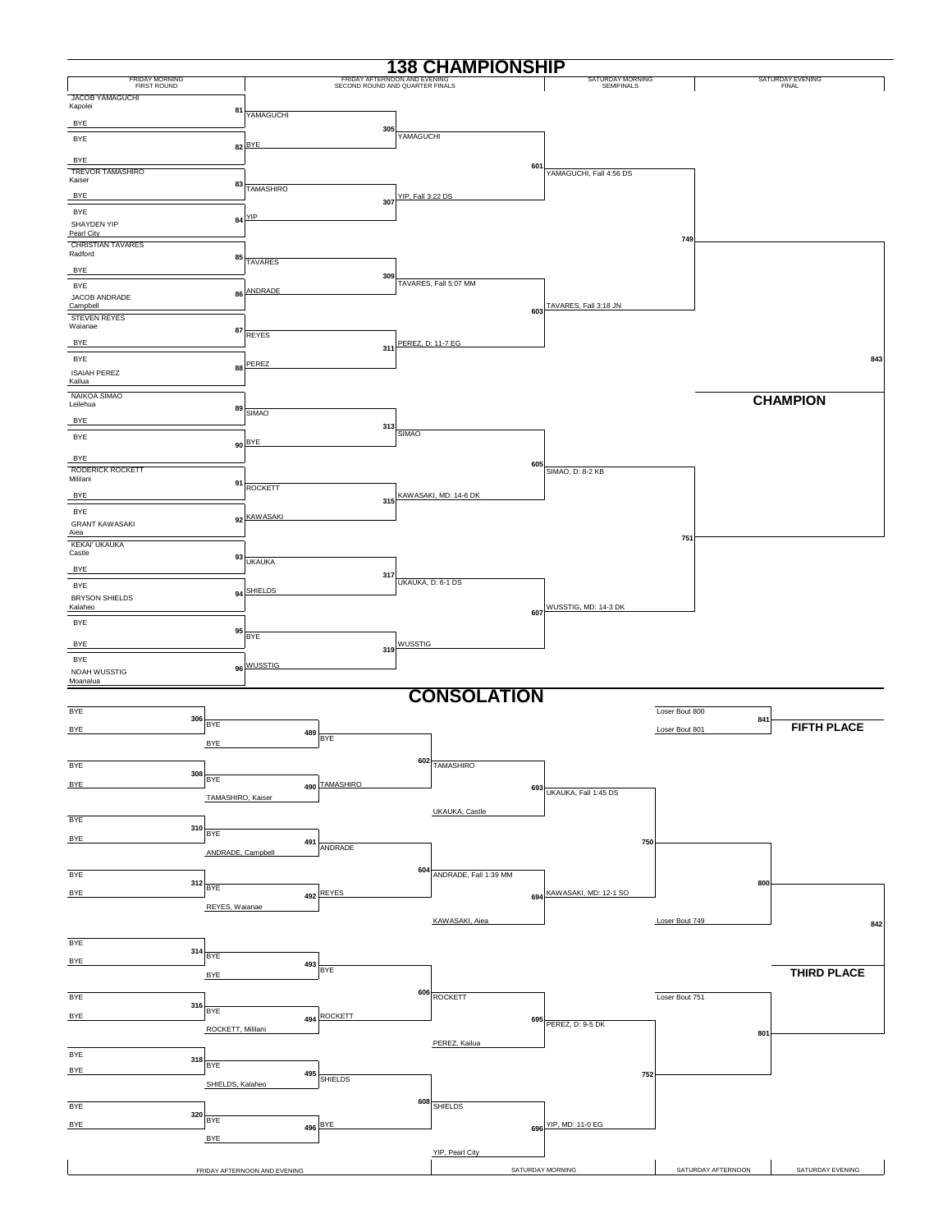# 138 CHAMPIONSHIP

| FRIDAY MORNING FIRST ROUND | FRIDAY AFTERNOON AND EVENING SECOND ROUND AND QUARTER FINALS | | SATURDAY MORNING SEMIFINALS | SATURDAY EVENING FINAL |
|---|---|---|---|---|

## First Round (Friday Morning)

- Bout 81: JACOB YAMAGUCHI (Kapolei) vs BYE → YAMAGUCHI
- Bout 82: BYE vs BYE → BYE
- Bout 83: TREVOR TAMASHIRO (Kaiser) vs BYE → TAMASHIRO
- Bout 84: BYE vs SHAYDEN YIP (Pearl City) → YIP
- Bout 85: CHRISTIAN TAVARES (Radford) vs BYE → TAVARES
- Bout 86: BYE vs JACOB ANDRADE (Campbell) → ANDRADE
- Bout 87: STEVEN REYES (Waianae) vs BYE → REYES
- Bout 88: BYE vs ISAIAH PEREZ (Kailua) → PEREZ
- Bout 89: NAIKOA SIMAO (Leilehua) vs BYE → SIMAO
- Bout 90: BYE vs BYE → BYE
- Bout 91: RODERICK ROCKETT (Mililani) vs BYE → ROCKETT
- Bout 92: BYE vs GRANT KAWASAKI (Aiea) → KAWASAKI
- Bout 93: KEKAI' UKAUKA (Castle) vs BYE → UKAUKA
- Bout 94: BYE vs BRYSON SHIELDS (Kalaheo) → SHIELDS
- Bout 95: BYE vs BYE → BYE
- Bout 96: BYE vs NOAH WUSSTIG (Moanalua) → WUSSTIG

## Second Round and Quarter Finals (Friday Afternoon and Evening)

- Bout 305: YAMAGUCHI vs BYE → YAMAGUCHI
- Bout 307: TAMASHIRO vs YIP → YIP, Fall 3:22 DS
- Bout 309: TAVARES vs ANDRADE → TAVARES, Fall 5:07 MM
- Bout 311: REYES vs PEREZ → PEREZ, D: 11-7 EG
- Bout 313: SIMAO vs BYE → SIMAO
- Bout 315: ROCKETT vs KAWASAKI → KAWASAKI, MD: 14-6 DK
- Bout 317: UKAUKA vs SHIELDS → UKAUKA, D: 6-1 DS
- Bout 319: BYE vs WUSSTIG → WUSSTIG

## Quarter Finals

- Bout 601: YAMAGUCHI vs YIP → YAMAGUCHI, Fall 4:56 DS
- Bout 603: TAVARES vs PEREZ → TAVARES, Fall 3:18 JN
- Bout 605: SIMAO vs KAWASAKI → SIMAO, D: 8-2 KB
- Bout 607: UKAUKA vs WUSSTIG → WUSSTIG, MD: 14-3 DK

## Semifinals (Saturday Morning)

- Bout 749: YAMAGUCHI vs TAVARES
- Bout 751: SIMAO vs WUSSTIG

## Final (Saturday Evening)

- Bout 843

**CHAMPION**

# CONSOLATION

## Friday Afternoon and Evening

- Bout 306: BYE vs BYE → BYE
- Bout 489: BYE vs BYE → BYE
- Bout 308: BYE vs BYE → BYE
- Bout 490: BYE vs TAMASHIRO, Kaiser → TAMASHIRO
- Bout 310: BYE vs BYE → BYE
- Bout 491: BYE vs ANDRADE, Campbell → ANDRADE
- Bout 312: BYE vs BYE → BYE
- Bout 492: BYE vs REYES, Waianae → REYES
- Bout 314: BYE vs BYE → BYE
- Bout 493: BYE vs BYE → BYE
- Bout 316: BYE vs BYE → BYE
- Bout 494: BYE vs ROCKETT, Mililani → ROCKETT
- Bout 318: BYE vs BYE → BYE
- Bout 495: BYE vs SHIELDS, Kalaheo → SHIELDS
- Bout 320: BYE vs BYE → BYE
- Bout 496: BYE vs BYE → BYE

## Saturday Morning

- Bout 602: BYE vs TAMASHIRO → TAMASHIRO
- Bout 604: ANDRADE vs REYES → ANDRADE, Fall 1:39 MM
- Bout 606: BYE vs ROCKETT → ROCKETT
- Bout 608: SHIELDS vs BYE → SHIELDS
- Bout 693: TAMASHIRO vs UKAUKA, Castle → UKAUKA, Fall 1:45 DS
- Bout 694: ANDRADE vs KAWASAKI, Aiea → KAWASAKI, MD: 12-1 SO
- Bout 695: ROCKETT vs PEREZ, Kailua → PEREZ, D: 9-5 DK
- Bout 696: SHIELDS vs YIP, Pearl City → YIP, MD: 11-0 EG

## Saturday Afternoon

- Bout 750: UKAUKA vs KAWASAKI
- Bout 752: PEREZ vs YIP
- Bout 800: Winner 750 vs Loser Bout 749
- Bout 801: Loser Bout 751 vs Winner 752

## Saturday Evening

- Bout 841: Loser Bout 800 vs Loser Bout 801 — **FIFTH PLACE**
- Bout 842: Winner 800 vs Winner 801 — **THIRD PLACE**

| FRIDAY AFTERNOON AND EVENING | SATURDAY MORNING | SATURDAY AFTERNOON | SATURDAY EVENING |
|---|---|---|---|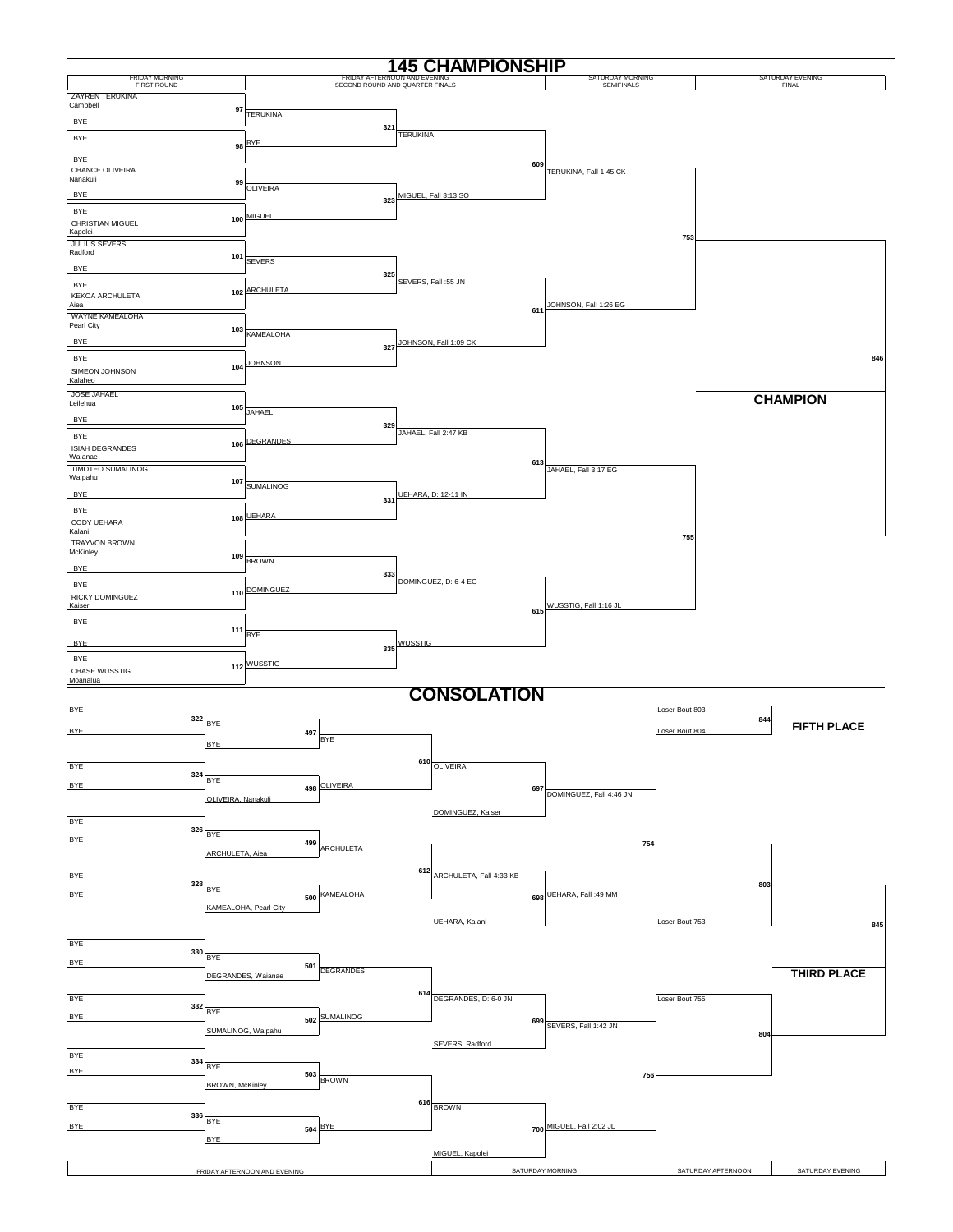# 145 CHAMPIONSHIP

## Championship Bracket

| Friday Morning – First Round | Friday Afternoon and Evening – Second Round and Quarter Finals | | Saturday Morning – Semifinals | Saturday Evening – Final |
|---|---|---|---|---|
| **97**: ZAYREN TERUKINA (Campbell) vs BYE | TERUKINA | **321**: TERUKINA | **609**: TERUKINA, Fall 1:45 CK | **753**: JOHNSON, Fall 1:26 EG |
| **98**: BYE vs BYE | BYE | | | |
| **99**: CHANCE OLIVEIRA (Nanakuli) vs BYE | OLIVEIRA | **323**: MIGUEL, Fall 3:13 SO | | |
| **100**: BYE vs CHRISTIAN MIGUEL (Kapolei) | MIGUEL | | | |
| **101**: JULIUS SEVERS (Radford) vs BYE | SEVERS | **325**: SEVERS, Fall :55 JN | **611**: JOHNSON, Fall 1:26 EG | |
| **102**: BYE vs KEKOA ARCHULETA (Aiea) | ARCHULETA | | | |
| **103**: WAYNE KAMEALOHA (Pearl City) vs BYE | KAMEALOHA | **327**: JOHNSON, Fall 1:09 CK | | |
| **104**: BYE vs SIMEON JOHNSON (Kalaheo) | JOHNSON | | | |
| **105**: JOSE JAHAEL (Leilehua) vs BYE | JAHAEL | **329**: JAHAEL, Fall 2:47 KB | **613**: JAHAEL, Fall 3:17 EG | **755**: WUSSTIG, Fall 1:16 JL |
| **106**: BYE vs ISIAH DEGRANDES (Waianae) | DEGRANDES | | | |
| **107**: TIMOTEO SUMALINOG (Waipahu) vs BYE | SUMALINOG | **331**: UEHARA, D: 12-11 IN | | |
| **108**: BYE vs CODY UEHARA (Kalani) | UEHARA | | | |
| **109**: TRAYVON BROWN (McKinley) vs BYE | BROWN | **333**: DOMINGUEZ, D: 6-4 EG | **615**: WUSSTIG, Fall 1:16 JL | |
| **110**: BYE vs RICKY DOMINGUEZ (Kaiser) | DOMINGUEZ | | | |
| **111**: BYE vs BYE | BYE | **335**: WUSSTIG | | |
| **112**: BYE vs CHASE WUSSTIG (Moanalua) | WUSSTIG | | | |

**846** – **CHAMPION**

# CONSOLATION

| Friday Afternoon and Evening | | Saturday Morning | | Saturday Afternoon | Saturday Evening |
|---|---|---|---|---|---|
| **322**: BYE vs BYE → BYE | **497**: BYE vs BYE → BYE | **610**: BYE vs OLIVEIRA → OLIVEIRA | **697**: OLIVEIRA vs DOMINGUEZ, Kaiser → DOMINGUEZ, Fall 4:46 JN | **754**: DOMINGUEZ vs UEHARA | **803**: vs Loser Bout 753 |
| **324**: BYE vs BYE → BYE | **498**: BYE vs OLIVEIRA, Nanakuli → OLIVEIRA | | | | |
| **326**: BYE vs BYE → BYE | **499**: BYE vs ARCHULETA, Aiea → ARCHULETA | **612**: ARCHULETA vs KAMEALOHA → ARCHULETA, Fall 4:33 KB | **698**: ARCHULETA vs UEHARA, Kalani → UEHARA, Fall :49 MM | | |
| **328**: BYE vs BYE → BYE | **500**: BYE vs KAMEALOHA, Pearl City → KAMEALOHA | | | | |
| **330**: BYE vs BYE → BYE | **501**: BYE vs DEGRANDES, Waianae → DEGRANDES | **614**: DEGRANDES vs SUMALINOG → DEGRANDES, D: 6-0 JN | **699**: DEGRANDES vs SEVERS, Radford → SEVERS, Fall 1:42 JN | **756**: SEVERS vs MIGUEL | **804**: vs Loser Bout 755 |
| **332**: BYE vs BYE → BYE | **502**: BYE vs SUMALINOG, Waipahu → SUMALINOG | | | | |
| **334**: BYE vs BYE → BYE | **503**: BYE vs BROWN, McKinley → BROWN | **616**: BROWN vs BYE → BROWN | **700**: BROWN vs MIGUEL, Kapolei → MIGUEL, Fall 2:02 JL | | |
| **336**: BYE vs BYE → BYE | **504**: BYE vs BYE → BYE | | | | |

**844**: Loser Bout 803 vs Loser Bout 804 – **FIFTH PLACE**

**845**: Winner 803 vs Winner 804 – **THIRD PLACE**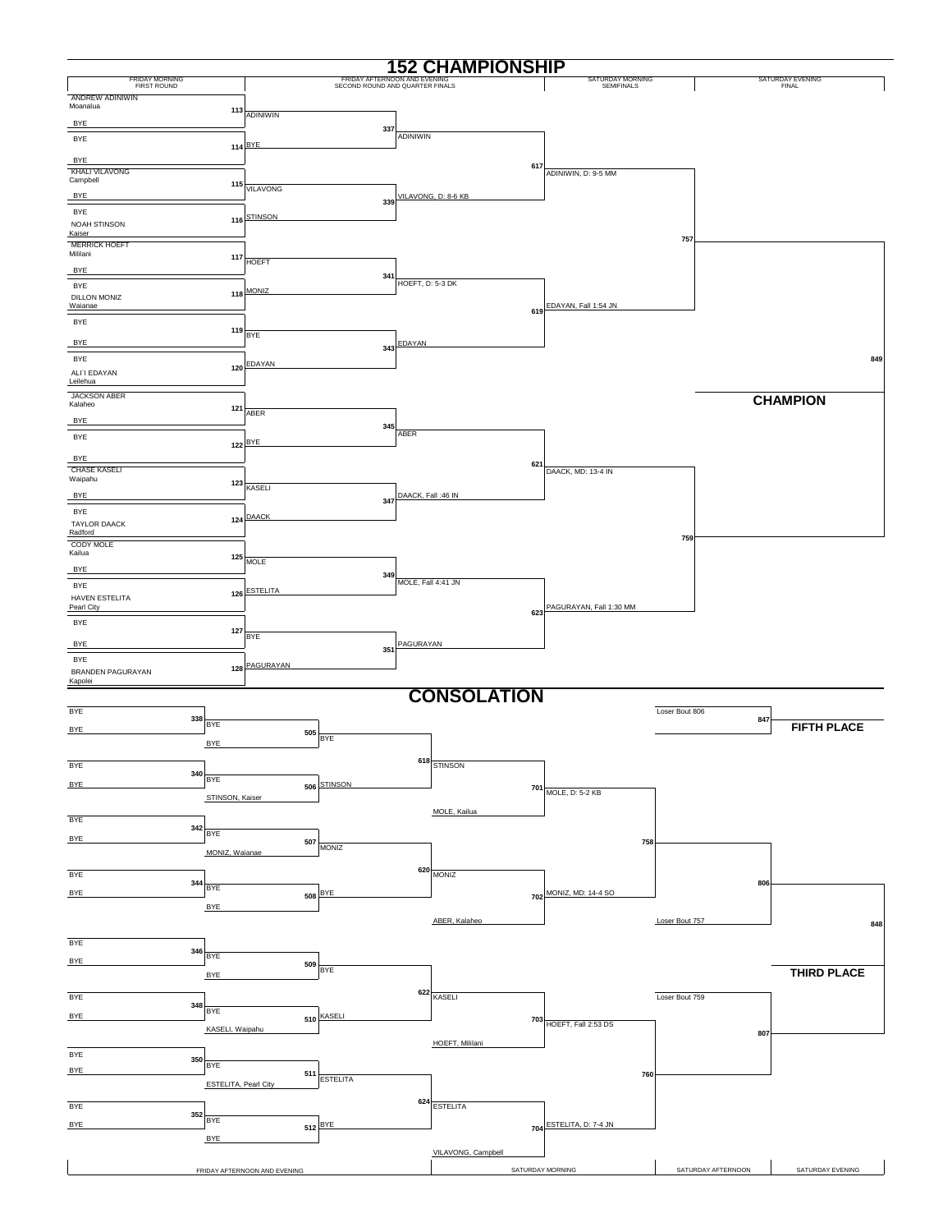# 152 CHAMPIONSHIP

| FRIDAY MORNING FIRST ROUND | FRIDAY AFTERNOON AND EVENING SECOND ROUND AND QUARTER FINALS | | SATURDAY MORNING SEMIFINALS | SATURDAY EVENING FINAL |
|---|---|---|---|---|

## Championship Bracket

**First Round (Friday Morning)**

- Bout 113: ANDREW ADINIWIN (Moanalua) vs BYE → ADINIWIN
- Bout 114: BYE vs BYE → BYE
- Bout 115: KHALI VILAVONG (Campbell) vs BYE → VILAVONG
- Bout 116: BYE vs NOAH STINSON (Kaiser) → STINSON
- Bout 117: MERRICK HOEFT (Mililani) vs BYE → HOEFT
- Bout 118: BYE vs DILLON MONIZ (Waianae) → MONIZ
- Bout 119: BYE vs BYE → BYE
- Bout 120: BYE vs ALI`I EDAYAN (Leilehua) → EDAYAN
- Bout 121: JACKSON ABER (Kalaheo) vs BYE → ABER
- Bout 122: BYE vs BYE → BYE
- Bout 123: CHASE KASELI (Waipahu) vs BYE → KASELI
- Bout 124: BYE vs TAYLOR DAACK (Radford) → DAACK
- Bout 125: CODY MOLE (Kailua) vs BYE → MOLE
- Bout 126: BYE vs HAVEN ESTELITA (Pearl City) → ESTELITA
- Bout 127: BYE vs BYE → BYE
- Bout 128: BYE vs BRANDEN PAGURAYAN (Kapolei) → PAGURAYAN

**Second Round and Quarter Finals (Friday Afternoon and Evening)**

- Bout 337: ADINIWIN
- Bout 339: VILAVONG, D: 8-6 KB
- Bout 341: HOEFT, D: 5-3 DK
- Bout 343: EDAYAN
- Bout 345: ABER
- Bout 347: DAACK, Fall :46 IN
- Bout 349: MOLE, Fall 4:41 JN
- Bout 351: PAGURAYAN

**Semifinals (Saturday Morning)**

- Bout 617: ADINIWIN, D: 9-5 MM
- Bout 619: EDAYAN, Fall 1:54 JN
- Bout 621: DAACK, MD: 13-4 IN
- Bout 623: PAGURAYAN, Fall 1:30 MM

**Final (Saturday Evening)**

- Bout 757
- Bout 759
- Bout 849

**CHAMPION**

# CONSOLATION

**Friday Afternoon and Evening**

- Bout 338: BYE vs BYE → BYE
- Bout 505: BYE vs BYE → BYE
- Bout 340: BYE vs BYE → BYE
- Bout 506: BYE vs STINSON, Kaiser → STINSON
- Bout 342: BYE vs BYE → BYE
- Bout 507: BYE vs MONIZ, Waianae → MONIZ
- Bout 344: BYE vs BYE → BYE
- Bout 508: BYE vs BYE → BYE
- Bout 346: BYE vs BYE → BYE
- Bout 509: BYE vs BYE → BYE
- Bout 348: BYE vs BYE → BYE
- Bout 510: BYE vs KASELI, Waipahu → KASELI
- Bout 350: BYE vs BYE → BYE
- Bout 511: BYE vs ESTELITA, Pearl City → ESTELITA
- Bout 352: BYE vs BYE → BYE
- Bout 512: BYE vs BYE → BYE

**Saturday Morning**

- Bout 618: STINSON
- Bout 620: MONIZ
- Bout 622: KASELI
- Bout 624: ESTELITA
- Bout 701: STINSON vs MOLE, Kailua → MOLE, D: 5-2 KB
- Bout 702: MONIZ vs ABER, Kalaheo → MONIZ, MD: 14-4 SO
- Bout 703: KASELI vs HOEFT, Mililani → HOEFT, Fall 2:53 DS
- Bout 704: ESTELITA vs VILAVONG, Campbell → ESTELITA, D: 7-4 JN

**Saturday Afternoon**

- Bout 758
- Bout 760
- Bout 806: Loser Bout 757
- Bout 807: Loser Bout 759

**Saturday Evening**

- Bout 847: Loser Bout 806 — **FIFTH PLACE**
- Bout 848 — **THIRD PLACE**

| FRIDAY AFTERNOON AND EVENING | SATURDAY MORNING | SATURDAY AFTERNOON | SATURDAY EVENING |
|---|---|---|---|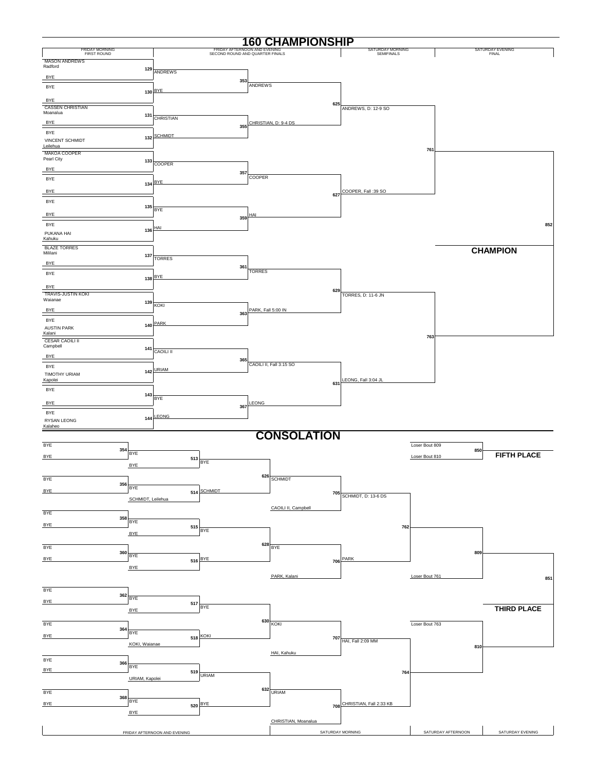# 160 CHAMPIONSHIP

| FRIDAY MORNING FIRST ROUND | FRIDAY AFTERNOON AND EVENING SECOND ROUND AND QUARTER FINALS | | SATURDAY MORNING SEMIFINALS | SATURDAY EVENING FINAL |
|---|---|---|---|---|

## Championship Bracket

**First Round (Friday Morning)**

- 129: MASON ANDREWS, Radford vs BYE → ANDREWS
- 130: BYE vs BYE → BYE
- 131: CASSEN CHRISTIAN, Moanalua vs BYE → CHRISTIAN
- 132: BYE vs VINCENT SCHMIDT, Leilehua → SCHMIDT
- 133: MAKOA COOPER, Pearl City vs BYE → COOPER
- 134: BYE vs BYE → BYE
- 135: BYE vs BYE → BYE
- 136: BYE vs PUKANA HAI, Kahuku → HAI
- 137: BLAZE TORRES, Mililani vs BYE → TORRES
- 138: BYE vs BYE → BYE
- 139: TRAVIS-JUSTIN KOKI, Waianae vs BYE → KOKI
- 140: BYE vs AUSTIN PARK, Kalani → PARK
- 141: CESAR CAOILI II, Campbell vs BYE → CAOILI II
- 142: BYE vs TIMOTHY URIAM, Kapolei → URIAM
- 143: BYE vs BYE → BYE
- 144: BYE vs RYSAN LEONG, Kalaheo → LEONG

**Second Round**

- 353: ANDREWS vs BYE → ANDREWS
- 355: CHRISTIAN vs SCHMIDT → CHRISTIAN, D: 9-4 DS
- 357: COOPER vs BYE → COOPER
- 359: BYE vs HAI → HAI
- 361: TORRES vs BYE → TORRES
- 363: KOKI vs PARK → PARK, Fall 5:00 IN
- 365: CAOILI II vs URIAM → CAOILI II, Fall 3:15 SO
- 367: BYE vs LEONG → LEONG

**Quarter Finals**

- 625: ANDREWS vs CHRISTIAN → ANDREWS, D: 12-9 SO
- 627: COOPER vs HAI → COOPER, Fall :39 SO
- 629: TORRES vs PARK → TORRES, D: 11-6 JN
- 631: CAOILI II vs LEONG → LEONG, Fall 3:04 JL

**Semifinals (Saturday Morning)**

- 761: ANDREWS vs COOPER
- 763: TORRES vs LEONG

**Final (Saturday Evening)**

- 852: Winner 761 vs Winner 763

**CHAMPION**

# CONSOLATION

**Friday Afternoon and Evening**

- 354: BYE vs BYE → BYE
- 356: BYE vs BYE → BYE
- 358: BYE vs BYE → BYE
- 360: BYE vs BYE → BYE
- 362: BYE vs BYE → BYE
- 364: BYE vs BYE → BYE
- 366: BYE vs BYE → BYE
- 368: BYE vs BYE → BYE
- 513: BYE vs BYE → BYE
- 514: BYE vs SCHMIDT, Leilehua → SCHMIDT
- 515: BYE vs BYE → BYE
- 516: BYE vs BYE → BYE
- 517: BYE vs BYE → BYE
- 518: BYE vs KOKI, Waianae → KOKI
- 519: BYE vs URIAM, Kapolei → URIAM
- 520: BYE vs BYE → BYE
- 626: BYE vs SCHMIDT → SCHMIDT
- 628: BYE vs BYE → BYE
- 630: BYE vs KOKI → KOKI
- 632: URIAM vs BYE → URIAM

**Saturday Morning**

- 705: SCHMIDT vs CAOILI II, Campbell → SCHMIDT, D: 13-6 DS
- 706: BYE vs PARK, Kalani → PARK
- 707: KOKI vs HAI, Kahuku → HAI, Fall 2:09 MM
- 708: URIAM vs CHRISTIAN, Moanalua → CHRISTIAN, Fall 2:33 KB

**Saturday Afternoon**

- 762: SCHMIDT vs PARK
- 764: HAI vs CHRISTIAN
- 809: Winner 762 vs Loser Bout 761
- 810: Loser Bout 763 vs Winner 764

**Saturday Evening**

- 850: Loser Bout 809 vs Loser Bout 810 — **FIFTH PLACE**
- 851: Winner 809 vs Winner 810 — **THIRD PLACE**

| FRIDAY AFTERNOON AND EVENING | SATURDAY MORNING | SATURDAY AFTERNOON | SATURDAY EVENING |
|---|---|---|---|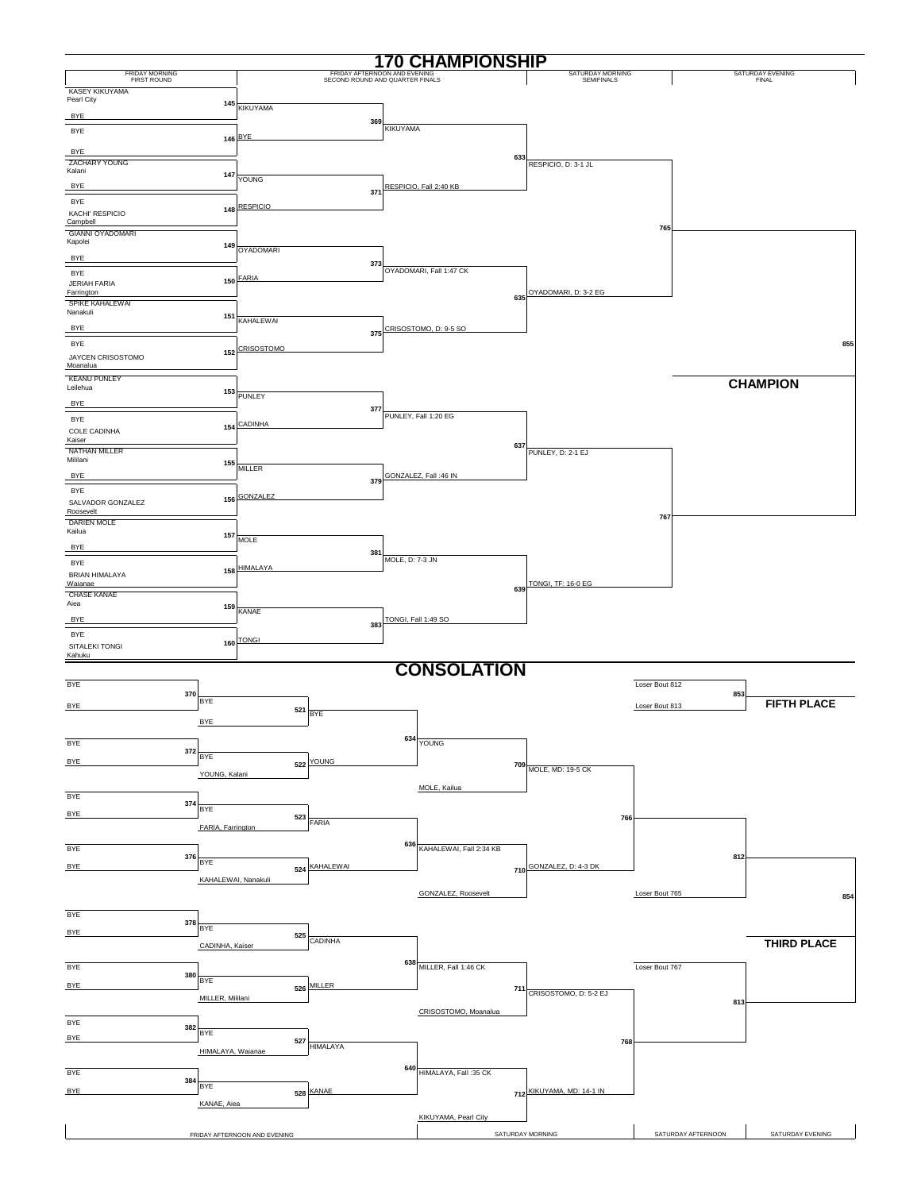# 170 CHAMPIONSHIP

## Championship Bracket

### Friday Morning — First Round

| Bout | Wrestler 1 | Wrestler 2 | Winner |
|---|---|---|---|
| 145 | KASEY KIKUYAMA, Pearl City | BYE | KIKUYAMA |
| 146 | BYE | BYE | BYE |
| 147 | ZACHARY YOUNG, Kalani | BYE | YOUNG |
| 148 | BYE | KACHI' RESPICIO, Campbell | RESPICIO |
| 149 | GIANNI OYADOMARI, Kapolei | BYE | OYADOMARI |
| 150 | BYE | JERIAH FARIA, Farrington | FARIA |
| 151 | SPIKE KAHALEWAI, Nanakuli | BYE | KAHALEWAI |
| 152 | BYE | JAYCEN CRISOSTOMO, Moanalua | CRISOSTOMO |
| 153 | KEANU PUNLEY, Leilehua | BYE | PUNLEY |
| 154 | BYE | COLE CADINHA, Kaiser | CADINHA |
| 155 | NATHAN MILLER, Mililani | BYE | MILLER |
| 156 | BYE | SALVADOR GONZALEZ, Roosevelt | GONZALEZ |
| 157 | DARIEN MOLE, Kailua | BYE | MOLE |
| 158 | BYE | BRIAN HIMALAYA, Waianae | HIMALAYA |
| 159 | CHASE KANAE, Aiea | BYE | KANAE |
| 160 | BYE | SITALEKI TONGI, Kahuku | TONGI |

### Friday Afternoon and Evening — Second Round and Quarter Finals

| Bout | Result |
|---|---|
| 369 | KIKUYAMA |
| 371 | RESPICIO, Fall 2:40 KB |
| 373 | OYADOMARI, Fall 1:47 CK |
| 375 | CRISOSTOMO, D: 9-5 SO |
| 377 | PUNLEY, Fall 1:20 EG |
| 379 | GONZALEZ, Fall :46 IN |
| 381 | MOLE, D: 7-3 JN |
| 383 | TONGI, Fall 1:49 SO |

### Saturday Morning — Semifinals

| Bout | Result |
|---|---|
| 633 | RESPICIO, D: 3-1 JL |
| 635 | OYADOMARI, D: 3-2 EG |
| 637 | PUNLEY, D: 2-1 EJ |
| 639 | TONGI, TF: 16-0 EG |

### Saturday Evening — Final

| Bout | Result |
|---|---|
| 765 | |
| 767 | |
| 855 | |

**CHAMPION**

# CONSOLATION

### Friday Afternoon and Evening

| Bout | Wrestler 1 | Wrestler 2 | Result |
|---|---|---|---|
| 370 | BYE | BYE | BYE |
| 372 | BYE | BYE | BYE |
| 374 | BYE | BYE | BYE |
| 376 | BYE | BYE | BYE |
| 378 | BYE | BYE | BYE |
| 380 | BYE | BYE | BYE |
| 382 | BYE | BYE | BYE |
| 384 | BYE | BYE | BYE |

| Bout | Wrestler 1 | Wrestler 2 | Result |
|---|---|---|---|
| 521 | BYE | BYE | BYE |
| 522 | BYE | YOUNG, Kalani | YOUNG |
| 523 | BYE | FARIA, Farrington | FARIA |
| 524 | BYE | KAHALEWAI, Nanakuli | KAHALEWAI |
| 525 | BYE | CADINHA, Kaiser | CADINHA |
| 526 | BYE | MILLER, Mililani | MILLER |
| 527 | BYE | HIMALAYA, Waianae | HIMALAYA |
| 528 | BYE | KANAE, Aiea | KANAE |

### Saturday Morning

| Bout | Wrestler 1 | Wrestler 2 | Result |
|---|---|---|---|
| 634 | BYE | YOUNG | YOUNG |
| 636 | FARIA | KAHALEWAI | KAHALEWAI, Fall 2:34 KB |
| 638 | CADINHA | MILLER | MILLER, Fall 1:46 CK |
| 640 | HIMALAYA | KANAE | HIMALAYA, Fall :35 CK |

| Bout | Wrestler 1 | Wrestler 2 | Result |
|---|---|---|---|
| 709 | YOUNG | MOLE, Kailua | MOLE, MD: 19-5 CK |
| 710 | KAHALEWAI | GONZALEZ, Roosevelt | GONZALEZ, D: 4-3 DK |
| 711 | MILLER | CRISOSTOMO, Moanalua | CRISOSTOMO, D: 5-2 EJ |
| 712 | HIMALAYA | KIKUYAMA, Pearl City | KIKUYAMA, MD: 14-1 IN |

### Saturday Afternoon

| Bout | Wrestler 1 | Wrestler 2 | Result |
|---|---|---|---|
| 766 | MOLE | GONZALEZ | |
| 768 | CRISOSTOMO | KIKUYAMA | |
| 812 | Winner 766 | Loser Bout 765 | |
| 813 | Loser Bout 767 | Winner 768 | |

### Saturday Evening

| Bout | Wrestler 1 | Wrestler 2 | Result |
|---|---|---|---|
| 853 | Loser Bout 812 | Loser Bout 813 | **FIFTH PLACE** |
| 854 | Winner 812 | Winner 813 | **THIRD PLACE** |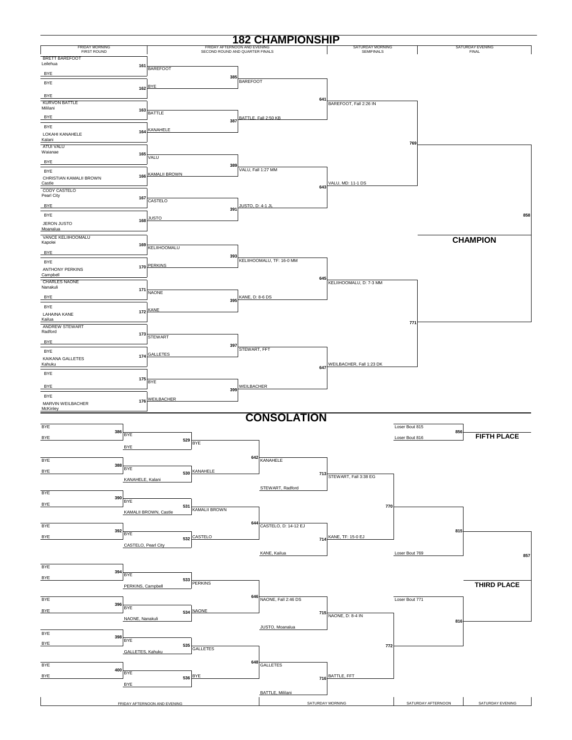# 182 CHAMPIONSHIP

## Championship Bracket

| FRIDAY MORNING FIRST ROUND | Bout | FRIDAY AFTERNOON AND EVENING SECOND ROUND AND QUARTER FINALS | Bout | | Bout | SATURDAY MORNING SEMIFINALS | Bout | SATURDAY EVENING FINAL |
|---|---|---|---|---|---|---|---|---|
| BRETT BAREFOOT, Leilehua vs BYE | 161 | BAREFOOT | 385 | BAREFOOT | 641 | BAREFOOT, Fall 2:26 IN | 769 | |
| BYE vs BYE | 162 | BYE | | | | | | |
| KURVON BATTLE, Mililani vs BYE | 163 | BATTLE | 387 | BATTLE, Fall 2:50 KB | | | | |
| BYE vs LOKAHI KANAHELE, Kalani | 164 | KANAHELE | | | | | | |
| ATUI VALU, Waianae vs BYE | 165 | VALU | 389 | VALU, Fall 1:27 MM | 643 | VALU, MD: 11-1 DS | | |
| BYE vs CHRISTIAN KAMALII BROWN, Castle | 166 | KAMALII BROWN | | | | | | |
| CODY CASTELO, Pearl City vs BYE | 167 | CASTELO | 391 | JUSTO, D: 4-1 JL | | | | |
| BYE vs JERON JUSTO, Moanalua | 168 | JUSTO | | | | | | 858 |
| VANCE KELIIHOOMALU, Kapolei vs BYE | 169 | KELIIHOOMALU | 393 | KELIIHOOMALU, TF: 16-0 MM | 645 | KELIIHOOMALU, D: 7-3 MM | 771 | **CHAMPION** |
| BYE vs ANTHONY PERKINS, Campbell | 170 | PERKINS | | | | | | |
| CHARLES NAONE, Nanakuli vs BYE | 171 | NAONE | 395 | KANE, D: 8-6 DS | | | | |
| BYE vs LAHAINA KANE, Kailua | 172 | KANE | | | | | | |
| ANDREW STEWART, Radford vs BYE | 173 | STEWART | 397 | STEWART, FFT | 647 | WEILBACHER, Fall 1:23 DK | | |
| BYE vs KAIKANA GALLETES, Kahuku | 174 | GALLETES | | | | | | |
| BYE vs BYE | 175 | BYE | 399 | WEILBACHER | | | | |
| BYE vs MARVIN WEILBACHER, McKinley | 176 | WEILBACHER | | | | | | |

# CONSOLATION

| Bout | FRIDAY AFTERNOON AND EVENING | Bout | | Bout | SATURDAY MORNING | Bout | | Bout | SATURDAY AFTERNOON | Bout | SATURDAY EVENING |
|---|---|---|---|---|---|---|---|---|---|---|---|
| 386 | BYE vs BYE → BYE | 529 | BYE (vs BYE) | 642 | KANAHELE | 713 | STEWART, Fall 3:38 EG | 770 | | 815 | |
| 388 | BYE vs BYE → BYE | 530 | KANAHELE (vs KANAHELE, Kalani) | | vs STEWART, Radford | | | | | | |
| 390 | BYE vs BYE → BYE | 531 | KAMALII BROWN (vs KAMALII BROWN, Castle) | 644 | CASTELO, D: 14-12 EJ | 714 | KANE, TF: 15-0 EJ | | vs Loser Bout 769 | | 857 |
| 392 | BYE vs BYE → BYE | 532 | CASTELO (vs CASTELO, Pearl City) | | vs KANE, Kailua | | | | | | |
| 394 | BYE vs BYE → BYE | 533 | PERKINS (vs PERKINS, Campbell) | 646 | NAONE, Fall 2:46 DS | 715 | NAONE, D: 8-4 IN | 772 | Loser Bout 771 | 816 | **THIRD PLACE** |
| 396 | BYE vs BYE → BYE | 534 | NAONE (vs NAONE, Nanakuli) | | vs JUSTO, Moanalua | | | | | | |
| 398 | BYE vs BYE → BYE | 535 | GALLETES (vs GALLETES, Kahuku) | 648 | GALLETES | 716 | BATTLE, FFT | | | | |
| 400 | BYE vs BYE → BYE | 536 | BYE (vs BYE) | | vs BATTLE, Mililani | | | | | | |

**FIFTH PLACE**: Bout 856 — Loser Bout 815 vs Loser Bout 816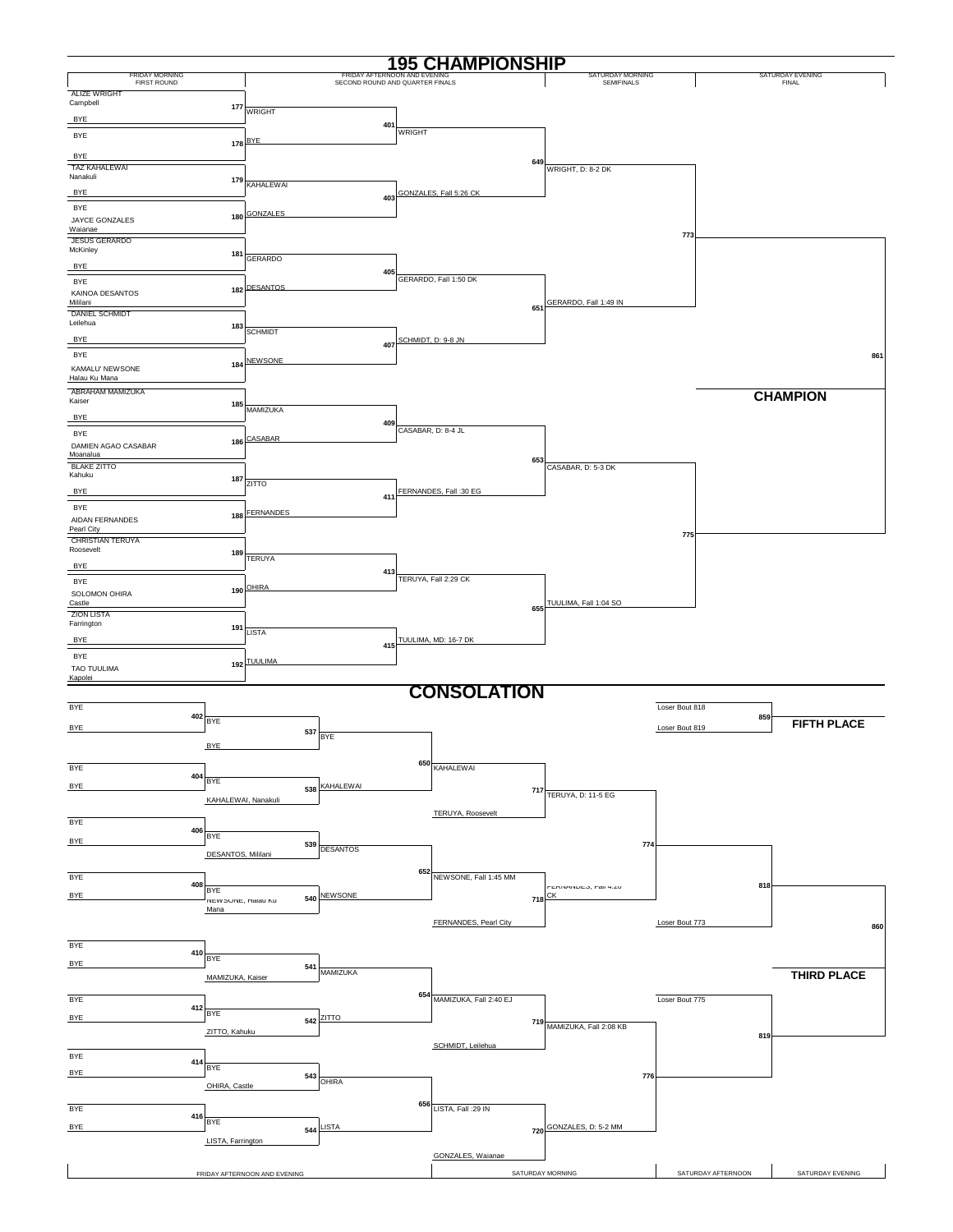# 195 CHAMPIONSHIP

## Championship Bracket

| FRIDAY MORNING FIRST ROUND | Bout | FRIDAY AFTERNOON AND EVENING SECOND ROUND | Bout | QUARTER FINALS | Bout | SATURDAY MORNING SEMIFINALS | Bout | SATURDAY EVENING FINAL |
|---|---|---|---|---|---|---|---|---|
| ALIZE WRIGHT, Campbell vs BYE | 177 | WRIGHT | 401 | WRIGHT | 649 | WRIGHT, D: 8-2 DK | 773 | |
| BYE vs BYE | 178 | BYE | | | | | | |
| TAZ KAHALEWAI, Nanakuli vs BYE | 179 | KAHALEWAI | 403 | GONZALES, Fall 5:26 CK | | | | |
| BYE vs JAYCE GONZALES, Waianae | 180 | GONZALES | | | | | | |
| JESUS GERARDO, McKinley vs BYE | 181 | GERARDO | 405 | GERARDO, Fall 1:50 DK | 651 | GERARDO, Fall 1:49 IN | | |
| BYE vs KAINOA DESANTOS, Mililani | 182 | DESANTOS | | | | | | |
| DANIEL SCHMIDT, Leilehua vs BYE | 183 | SCHMIDT | 407 | SCHMIDT, D: 9-8 JN | | | | |
| BYE vs KAMALU' NEWSONE, Halau Ku Mana | 184 | NEWSONE | | | | | 861 | CHAMPION |
| ABRAHAM MAMIZUKA, Kaiser vs BYE | 185 | MAMIZUKA | 409 | CASABAR, D: 8-4 JL | 653 | CASABAR, D: 5-3 DK | 775 | |
| BYE vs DAMIEN AGAO CASABAR, Moanalua | 186 | CASABAR | | | | | | |
| BLAKE ZITTO, Kahuku vs BYE | 187 | ZITTO | 411 | FERNANDES, Fall :30 EG | | | | |
| BYE vs AIDAN FERNANDES, Pearl City | 188 | FERNANDES | | | | | | |
| CHRISTIAN TERUYA, Roosevelt vs BYE | 189 | TERUYA | 413 | TERUYA, Fall 2:29 CK | 655 | TUULIMA, Fall 1:04 SO | | |
| BYE vs SOLOMON OHIRA, Castle | 190 | OHIRA | | | | | | |
| ZION LISTA, Farrington vs BYE | 191 | LISTA | 415 | TUULIMA, MD: 16-7 DK | | | | |
| BYE vs TAO TUULIMA, Kapolei | 192 | TUULIMA | | | | | | |

# CONSOLATION

| FRIDAY AFTERNOON AND EVENING | Bout | | Bout | | Bout | SATURDAY MORNING | Bout | | Bout | SATURDAY AFTERNOON | Bout | SATURDAY EVENING |
|---|---|---|---|---|---|---|---|---|---|---|---|---|
| BYE vs BYE | 402 | BYE vs BYE | 537 | BYE | 650 | KAHALEWAI | 717 | TERUYA, D: 11-5 EG | 774 | FERNANDES, Fall 4:20 CK | 818 | |
| BYE vs BYE | 404 | BYE vs KAHALEWAI, Nanakuli | 538 | KAHALEWAI | | vs TERUYA, Roosevelt | | | | | | |
| BYE vs BYE | 406 | BYE vs DESANTOS, Mililani | 539 | DESANTOS | 652 | NEWSONE, Fall 1:45 MM | 718 | FERNANDES, Fall 4:20 CK | | vs Loser Bout 773 | | |
| BYE vs BYE | 408 | BYE vs NEWSONE, Halau Ku Mana | 540 | NEWSONE | | vs FERNANDES, Pearl City | | | | | 860 | THIRD PLACE |
| BYE vs BYE | 410 | BYE vs MAMIZUKA, Kaiser | 541 | MAMIZUKA | 654 | MAMIZUKA, Fall 2:40 EJ | 719 | MAMIZUKA, Fall 2:08 KB | 776 | | 819 | |
| BYE vs BYE | 412 | BYE vs ZITTO, Kahuku | 542 | ZITTO | | vs SCHMIDT, Leilehua | | | | Loser Bout 775 | | |
| BYE vs BYE | 414 | BYE vs OHIRA, Castle | 543 | OHIRA | 656 | LISTA, Fall :29 IN | 720 | GONZALES, D: 5-2 MM | | | | |
| BYE vs BYE | 416 | BYE vs LISTA, Farrington | 544 | LISTA | | vs GONZALES, Waianae | | | | | | |

## FIFTH PLACE

Loser Bout 818 vs Loser Bout 819 — Bout 859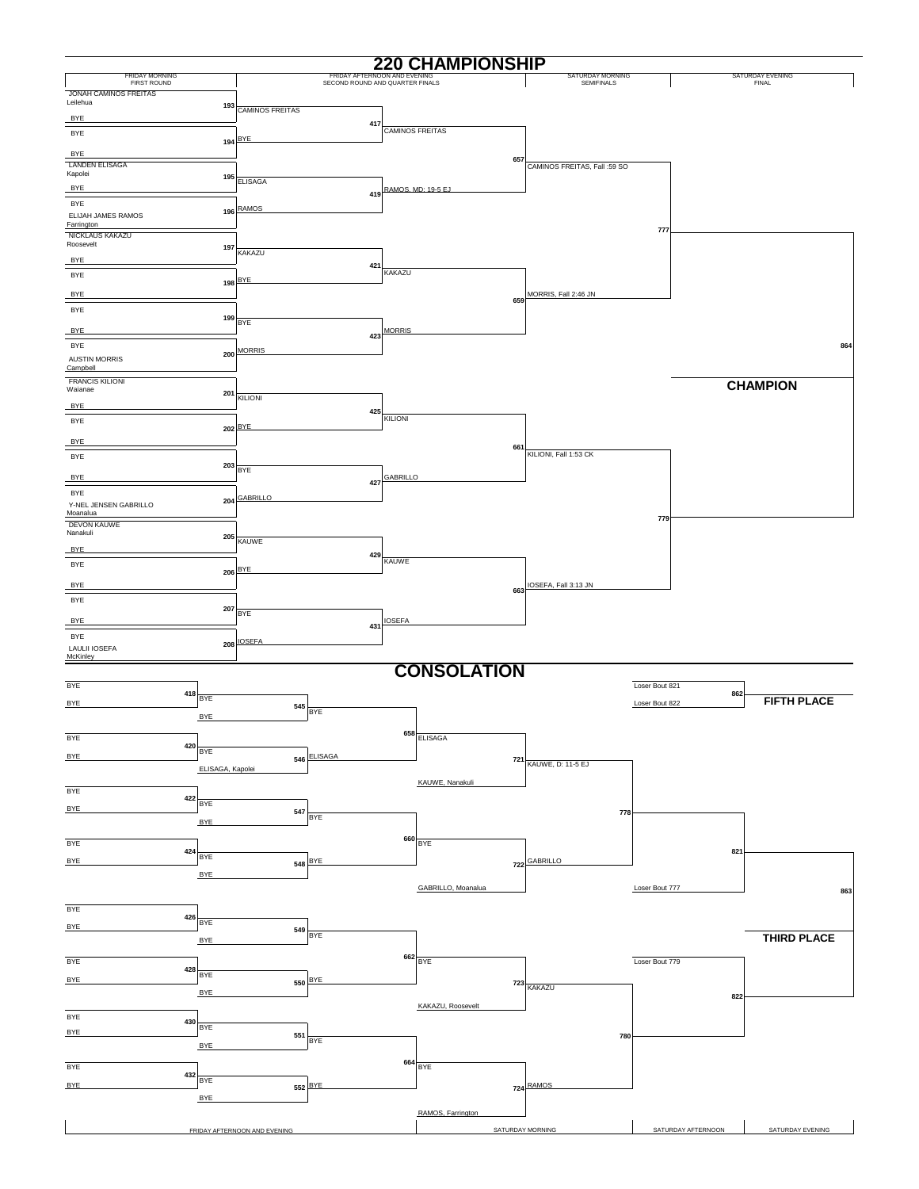# 220 CHAMPIONSHIP

## Championship Bracket

| Round | Bout | Result |
|---|---|---|
| FRIDAY MORNING — FIRST ROUND | 193 | JONAH CAMINOS FREITAS (Leilehua) vs BYE → CAMINOS FREITAS |
| | 194 | BYE vs BYE → BYE |
| | 195 | LANDEN ELISAGA (Kapolei) vs BYE → ELISAGA |
| | 196 | BYE vs ELIJAH JAMES RAMOS (Farrington) → RAMOS |
| | 197 | NICKLAUS KAKAZU (Roosevelt) vs BYE → KAKAZU |
| | 198 | BYE vs BYE → BYE |
| | 199 | BYE vs BYE → BYE |
| | 200 | BYE vs AUSTIN MORRIS (Campbell) → MORRIS |
| | 201 | FRANCIS KILIONI (Waianae) vs BYE → KILIONI |
| | 202 | BYE vs BYE → BYE |
| | 203 | BYE vs BYE → BYE |
| | 204 | BYE vs Y-NEL JENSEN GABRILLO (Moanalua) → GABRILLO |
| | 205 | DEVON KAUWE (Nanakuli) vs BYE → KAUWE |
| | 206 | BYE vs BYE → BYE |
| | 207 | BYE vs BYE → BYE |
| | 208 | BYE vs LAULII IOSEFA (McKinley) → IOSEFA |
| FRIDAY AFTERNOON AND EVENING — SECOND ROUND AND QUARTER FINALS | 417 | CAMINOS FREITAS vs BYE → CAMINOS FREITAS |
| | 419 | ELISAGA vs RAMOS → RAMOS, MD: 19-5 EJ |
| | 421 | KAKAZU vs BYE → KAKAZU |
| | 423 | BYE vs MORRIS → MORRIS |
| | 425 | KILIONI vs BYE → KILIONI |
| | 427 | BYE vs GABRILLO → GABRILLO |
| | 429 | KAUWE vs BYE → KAUWE |
| | 431 | BYE vs IOSEFA → IOSEFA |
| SATURDAY MORNING — SEMIFINALS | 657 | CAMINOS FREITAS vs RAMOS → CAMINOS FREITAS, Fall :59 SO |
| | 659 | KAKAZU vs MORRIS → MORRIS, Fall 2:46 JN |
| | 661 | KILIONI vs GABRILLO → KILIONI, Fall 1:53 CK |
| | 663 | KAUWE vs IOSEFA → IOSEFA, Fall 3:13 JN |
| SATURDAY EVENING — FINAL | 777 | CAMINOS FREITAS vs MORRIS |
| | 779 | KILIONI vs IOSEFA |
| | 864 | CHAMPION |

# CONSOLATION

| Round | Bout | Result |
|---|---|---|
| FRIDAY AFTERNOON AND EVENING | 418 | BYE vs BYE → BYE |
| | 420 | BYE vs BYE → BYE |
| | 422 | BYE vs BYE → BYE |
| | 424 | BYE vs BYE → BYE |
| | 426 | BYE vs BYE → BYE |
| | 428 | BYE vs BYE → BYE |
| | 430 | BYE vs BYE → BYE |
| | 432 | BYE vs BYE → BYE |
| | 545 | BYE vs BYE → BYE |
| | 546 | BYE vs ELISAGA, Kapolei → ELISAGA |
| | 547 | BYE vs BYE → BYE |
| | 548 | BYE vs BYE → BYE |
| | 549 | BYE vs BYE → BYE |
| | 550 | BYE vs BYE → BYE |
| | 551 | BYE vs BYE → BYE |
| | 552 | BYE vs BYE → BYE |
| SATURDAY MORNING | 658 | BYE vs ELISAGA → ELISAGA |
| | 660 | BYE vs BYE → BYE |
| | 662 | BYE vs BYE → BYE |
| | 664 | BYE vs BYE → BYE |
| | 721 | ELISAGA vs KAUWE, Nanakuli → KAUWE, D: 11-5 EJ |
| | 722 | BYE vs GABRILLO, Moanalua → GABRILLO |
| | 723 | BYE vs KAKAZU, Roosevelt → KAKAZU |
| | 724 | BYE vs RAMOS, Farrington → RAMOS |
| SATURDAY AFTERNOON | 778 | KAUWE vs GABRILLO |
| | 780 | KAKAZU vs RAMOS |
| | 821 | Winner 778 vs Loser Bout 777 |
| | 822 | Loser Bout 779 vs Winner 780 |
| SATURDAY EVENING | 862 | FIFTH PLACE: Loser Bout 821 vs Loser Bout 822 |
| | 863 | THIRD PLACE |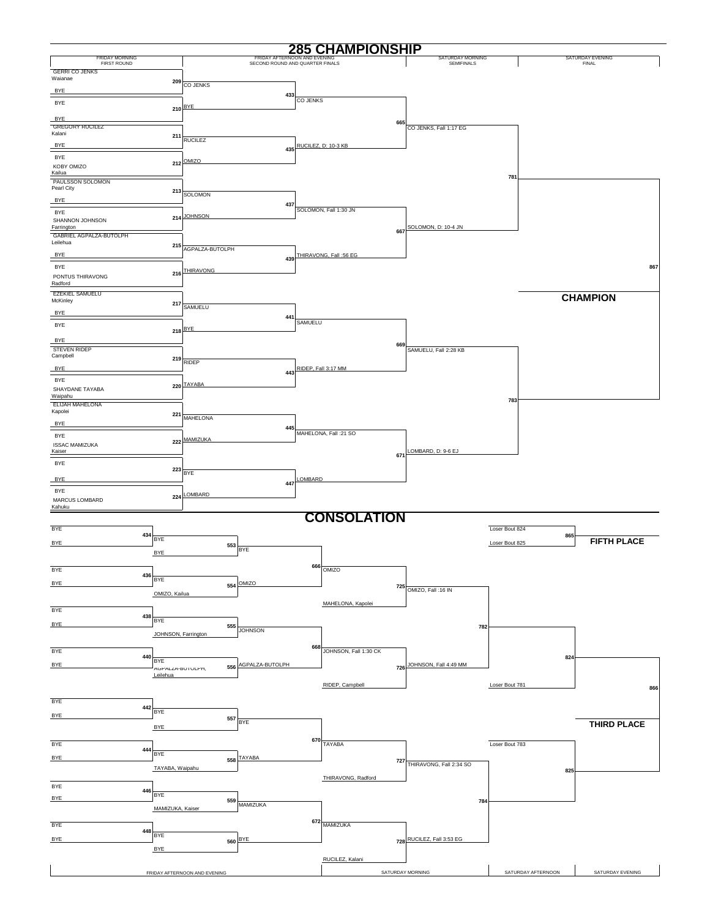# 285 CHAMPIONSHIP

FRIDAY MORNING FIRST ROUND | FRIDAY AFTERNOON AND EVENING SECOND ROUND AND QUARTER FINALS | SATURDAY MORNING SEMIFINALS | SATURDAY EVENING FINAL

GERRI CO JENKS
Waianae
209
BYE
CO JENKS

BYE
210
BYE
BYE

433
CO JENKS

GREGORY RUCILEZ
Kalani
211
BYE
RUCILEZ

BYE
212
KOBY OMIZO
Kailua
OMIZO

435
RUCILEZ, D: 10-3 KB

665
CO JENKS, Fall 1:17 EG

PAULSSON SOLOMON
Pearl City
213
BYE
SOLOMON

BYE
214
SHANNON JOHNSON
Farrington
JOHNSON

437
SOLOMON, Fall 1:30 JN

GABRIEL AGPALZA-BUTOLPH
Leilehua
215
BYE
AGPALZA-BUTOLPH

BYE
216
PONTUS THIRAVONG
Radford
THIRAVONG

439
THIRAVONG, Fall :56 EG

667
SOLOMON, D: 10-4 JN

781

867

## CHAMPION

EZEKIEL SAMUELU
McKinley
217
BYE
SAMUELU

BYE
218
BYE
BYE

441
SAMUELU

STEVEN RIDEP
Campbell
219
BYE
RIDEP

BYE
220
SHAYDANE TAYABA
Waipahu
TAYABA

443
RIDEP, Fall 3:17 MM

669
SAMUELU, Fall 2:28 KB

ELIJAH MAHELONA
Kapolei
221
BYE
MAHELONA

BYE
222
ISSAC MAMIZUKA
Kaiser
MAMIZUKA

445
MAHELONA, Fall :21 SO

BYE
223
BYE
BYE

BYE
224
MARCUS LOMBARD
Kahuku
LOMBARD

447
LOMBARD

671
LOMBARD, D: 9-6 EJ

783

# CONSOLATION

BYE
434
BYE
BYE

553
BYE
BYE

BYE
436
BYE
BYE

554
OMIZO, Kailua
OMIZO

666
OMIZO
MAHELONA, Kapolei

725
OMIZO, Fall :16 IN

BYE
438
BYE
BYE

555
JOHNSON, Farrington
JOHNSON

BYE
440
BYE
BYE

556
AGPALZA-BUTOLPH, Leilehua
AGPALZA-BUTOLPH

668
JOHNSON, Fall 1:30 CK
RIDEP, Campbell

726
JOHNSON, Fall 4:49 MM

782

BYE
442
BYE
BYE

557
BYE
BYE

BYE
444
BYE
BYE

558
TAYABA, Waipahu
TAYABA

670
TAYABA
THIRAVONG, Radford

727
THIRAVONG, Fall 2:34 SO

BYE
446
BYE
BYE

559
MAMIZUKA, Kaiser
MAMIZUKA

BYE
448
BYE
BYE

560
BYE
BYE

672
MAMIZUKA
RUCILEZ, Kalani

728
RUCILEZ, Fall 3:53 EG

784

Loser Bout 824
Loser Bout 825
865

## FIFTH PLACE

824
Loser Bout 781

866

## THIRD PLACE

Loser Bout 783
825

FRIDAY AFTERNOON AND EVENING | SATURDAY MORNING | SATURDAY AFTERNOON | SATURDAY EVENING